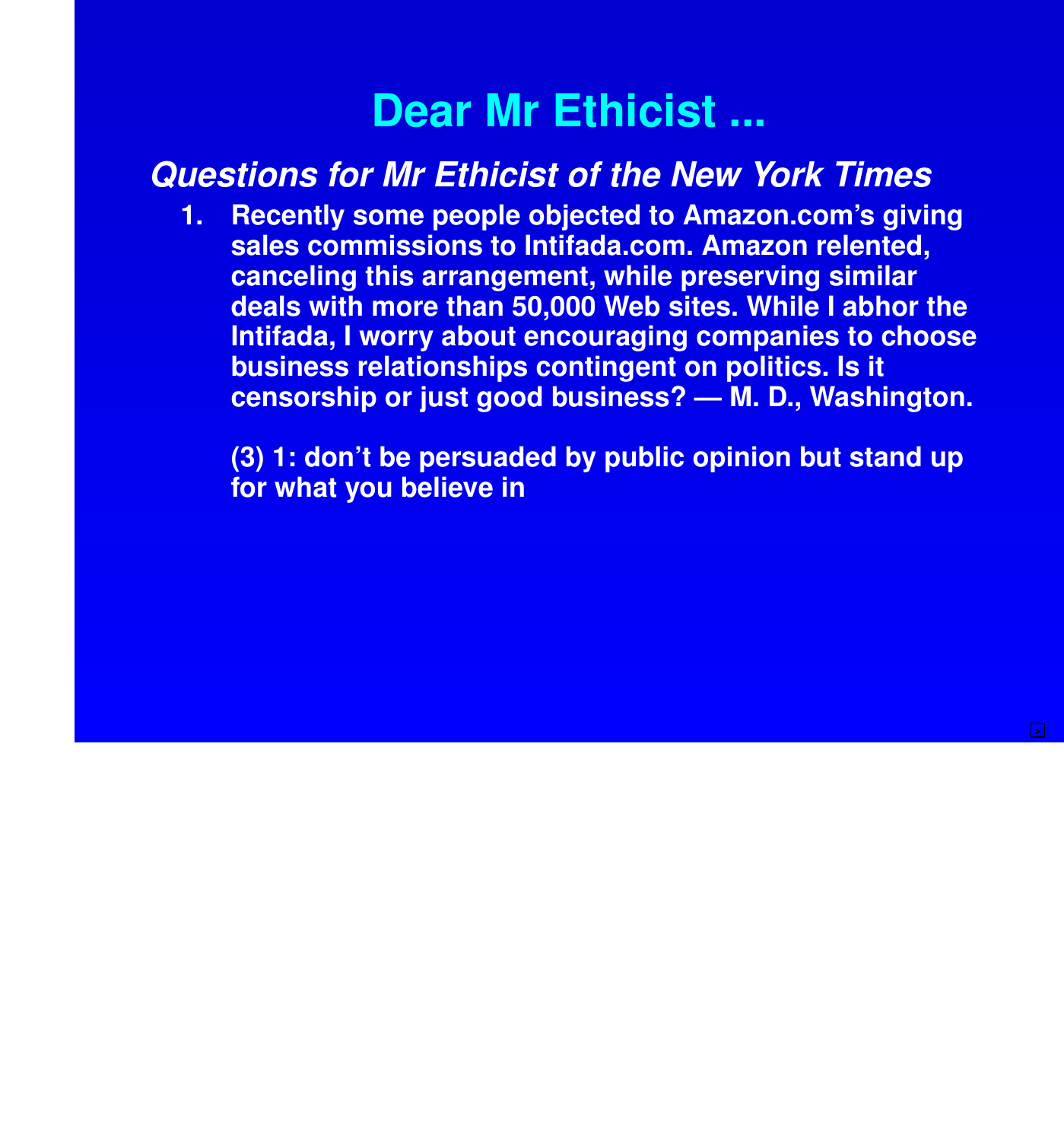# Dear Mr Ethicist ...

## *Questions for Mr Ethicist of the New York Times*

1. **Recently some people objected to Amazon.com's giving sales commissions to Intifada.com. Amazon relented, canceling this arrangement, while preserving similar deals with more than 50,000 Web sites. While I abhor the Intifada, I worry about encouraging companies to choose business relationships contingent on politics. Is it censorship or just good business? — M. D., Washington.**

   **(3) 1: don't be persuaded by public opinion but stand up for what you believe in**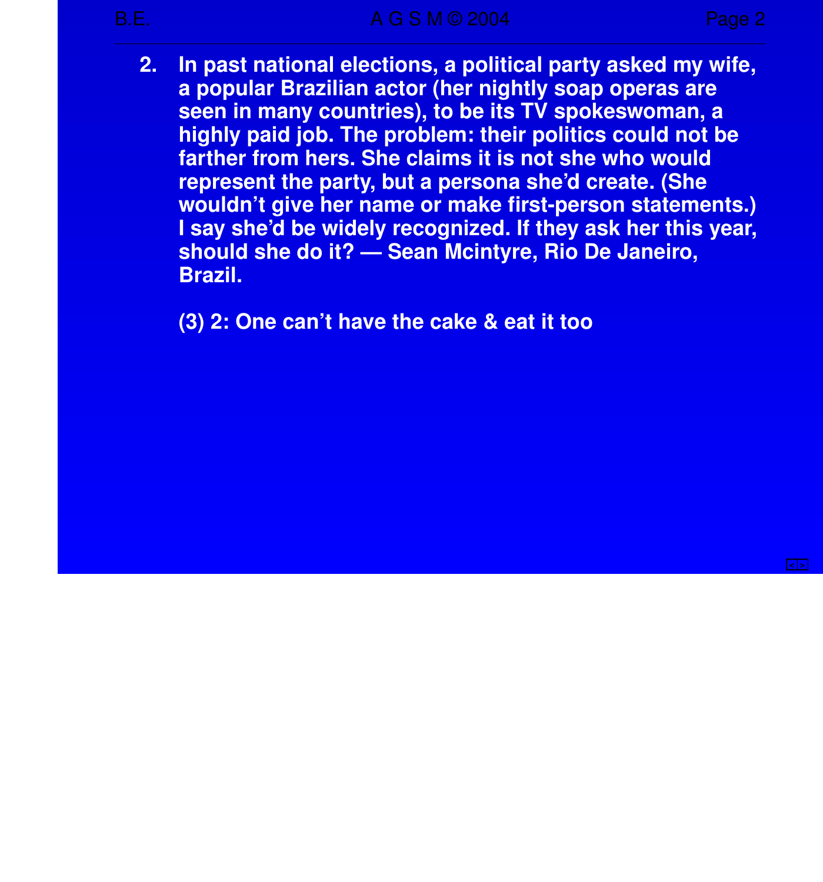2. In past national elections, a political party asked my wife, a popular Brazilian actor (her nightly soap operas are seen in many countries), to be its TV spokeswoman, a highly paid job. The problem: their politics could not be farther from hers. She claims it is not she who would represent the party, but a persona she'd create. (She wouldn't give her name or make first-person statements.) I say she'd be widely recognized. If they ask her this year, should she do it? — Sean Mcintyre, Rio De Janeiro, Brazil.

   (3) 2: One can't have the cake & eat it too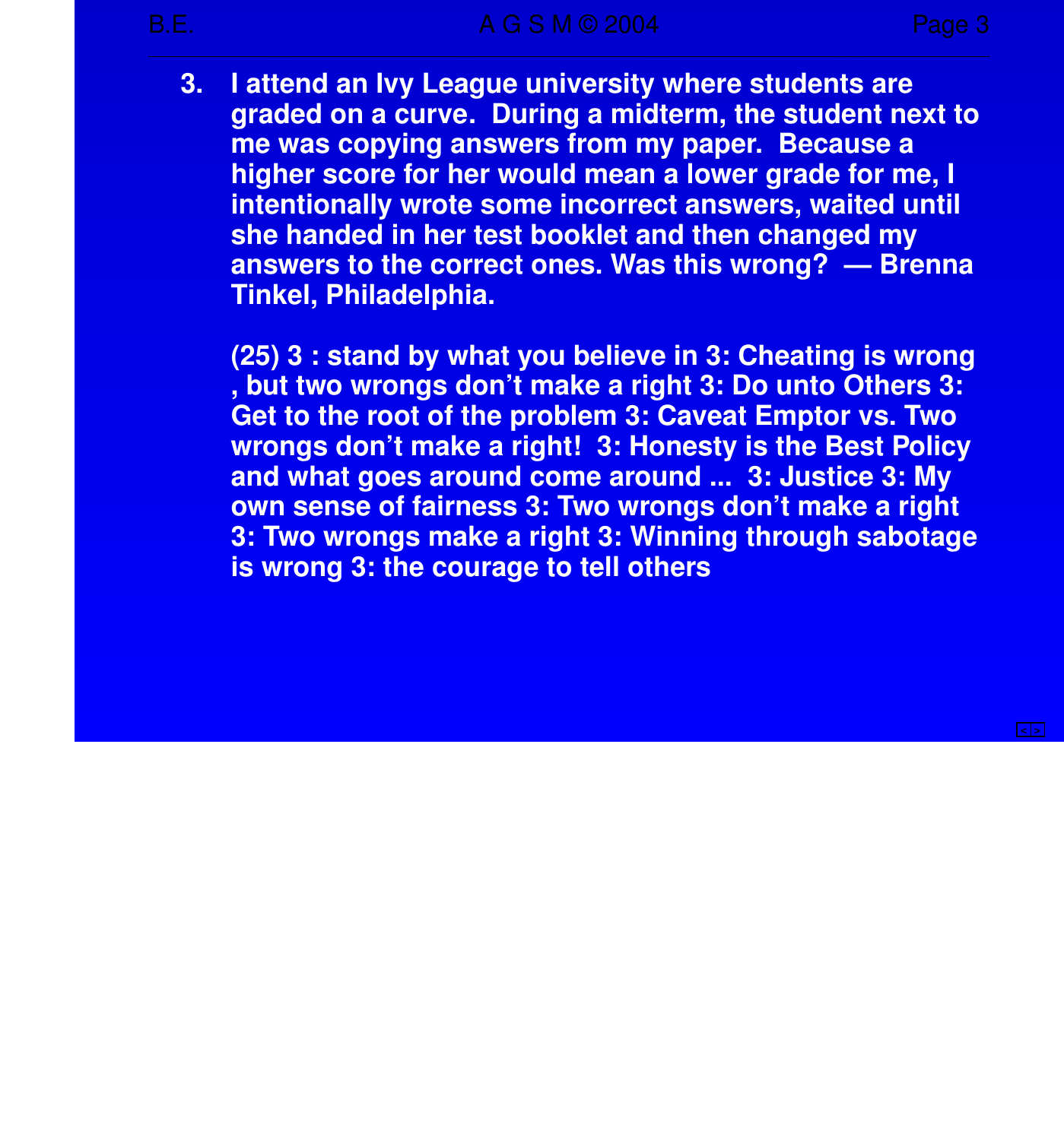3. I attend an Ivy League university where students are graded on a curve. During a midterm, the student next to me was copying answers from my paper. Because a higher score for her would mean a lower grade for me, I intentionally wrote some incorrect answers, waited until she handed in her test booklet and then changed my answers to the correct ones. Was this wrong? — Brenna Tinkel, Philadelphia.

   (25) 3 : stand by what you believe in 3: Cheating is wrong , but two wrongs don't make a right 3: Do unto Others 3: Get to the root of the problem 3: Caveat Emptor vs. Two wrongs don't make a right! 3: Honesty is the Best Policy and what goes around come around ... 3: Justice 3: My own sense of fairness 3: Two wrongs don't make a right 3: Two wrongs make a right 3: Winning through sabotage is wrong 3: the courage to tell others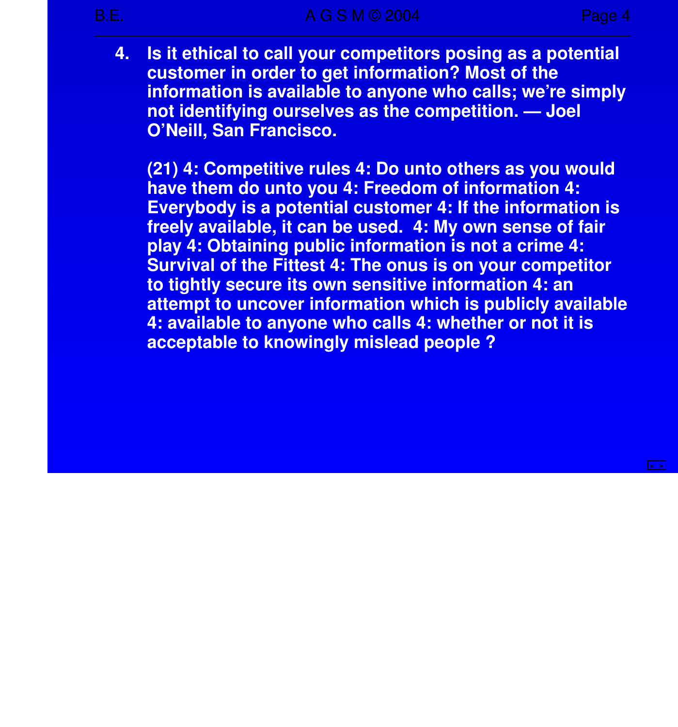4. **Is it ethical to call your competitors posing as a potential customer in order to get information? Most of the information is available to anyone who calls; we're simply not identifying ourselves as the competition. — Joel O'Neill, San Francisco.**

   **(21) 4: Competitive rules 4: Do unto others as you would have them do unto you 4: Freedom of information 4: Everybody is a potential customer 4: If the information is freely available, it can be used. 4: My own sense of fair play 4: Obtaining public information is not a crime 4: Survival of the Fittest 4: The onus is on your competitor to tightly secure its own sensitive information 4: an attempt to uncover information which is publicly available 4: available to anyone who calls 4: whether or not it is acceptable to knowingly mislead people ?**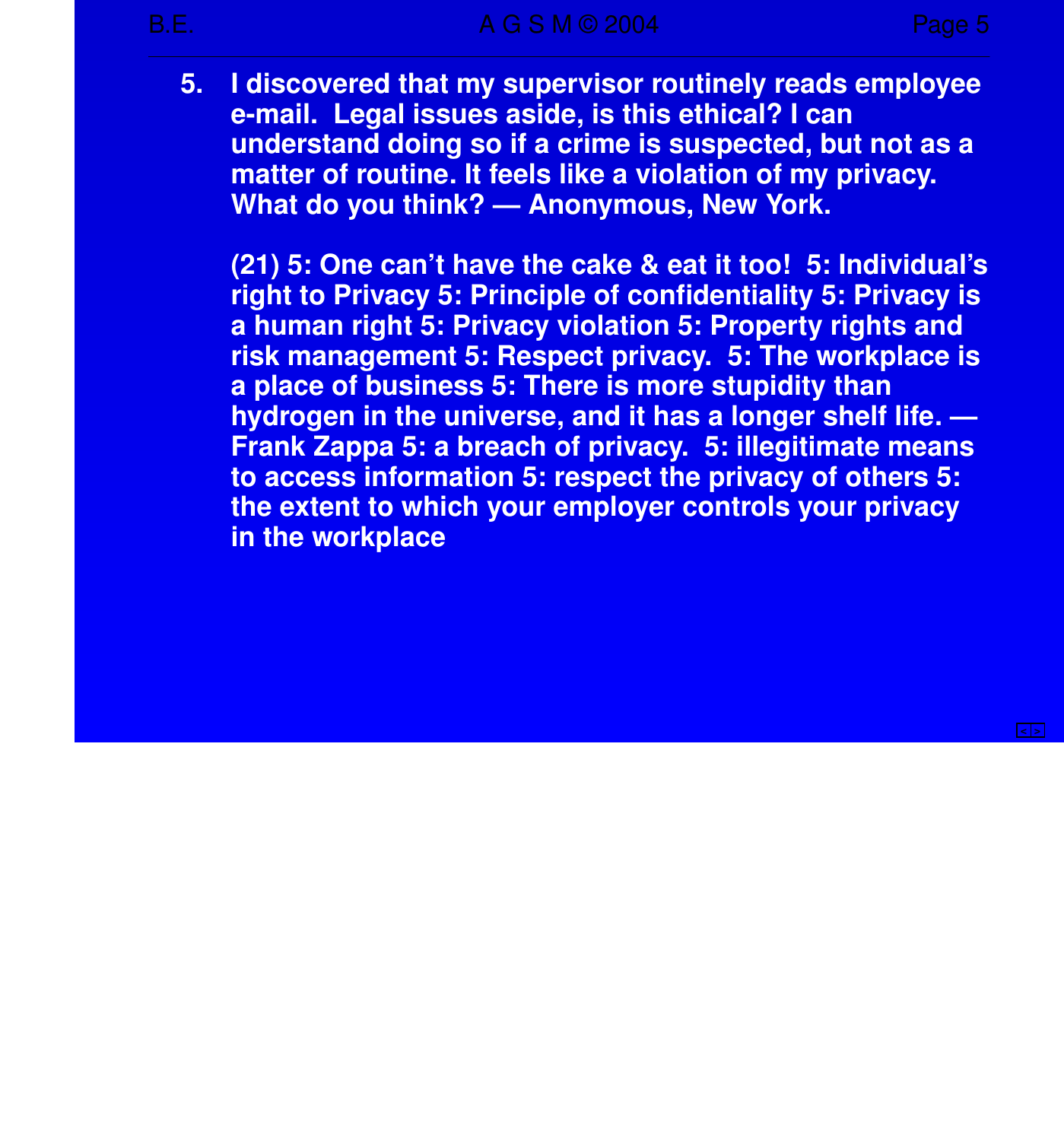5. I discovered that my supervisor routinely reads employee e-mail. Legal issues aside, is this ethical? I can understand doing so if a crime is suspected, but not as a matter of routine. It feels like a violation of my privacy. What do you think? — Anonymous, New York.

   (21) 5: One can't have the cake & eat it too! 5: Individual's right to Privacy 5: Principle of confidentiality 5: Privacy is a human right 5: Privacy violation 5: Property rights and risk management 5: Respect privacy. 5: The workplace is a place of business 5: There is more stupidity than hydrogen in the universe, and it has a longer shelf life. — Frank Zappa 5: a breach of privacy. 5: illegitimate means to access information 5: respect the privacy of others 5: the extent to which your employer controls your privacy in the workplace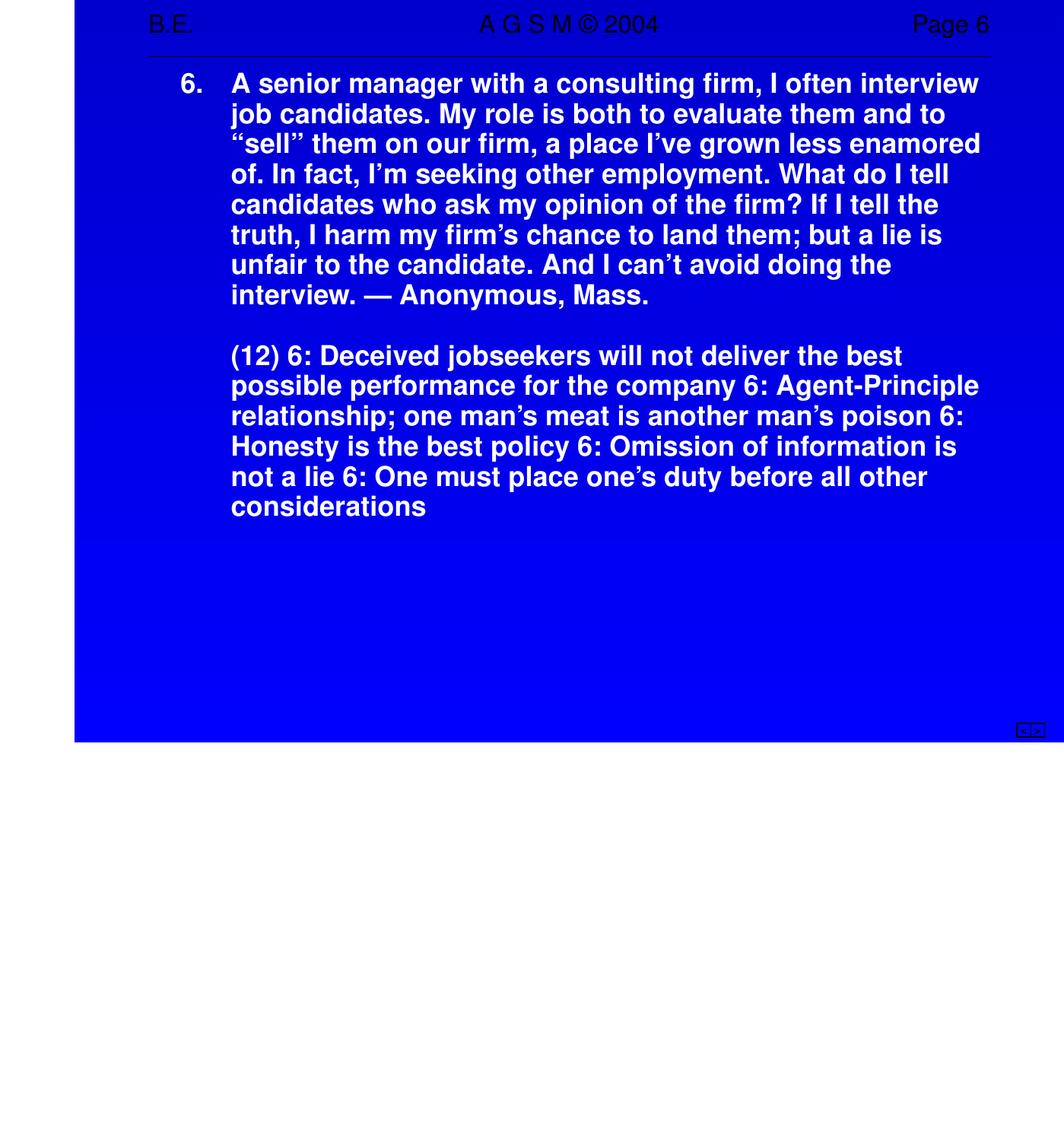6. A senior manager with a consulting firm, I often interview job candidates. My role is both to evaluate them and to "sell" them on our firm, a place I've grown less enamored of. In fact, I'm seeking other employment. What do I tell candidates who ask my opinion of the firm? If I tell the truth, I harm my firm's chance to land them; but a lie is unfair to the candidate. And I can't avoid doing the interview. — Anonymous, Mass.

   (12) 6: Deceived jobseekers will not deliver the best possible performance for the company 6: Agent-Principle relationship; one man's meat is another man's poison 6: Honesty is the best policy 6: Omission of information is not a lie 6: One must place one's duty before all other considerations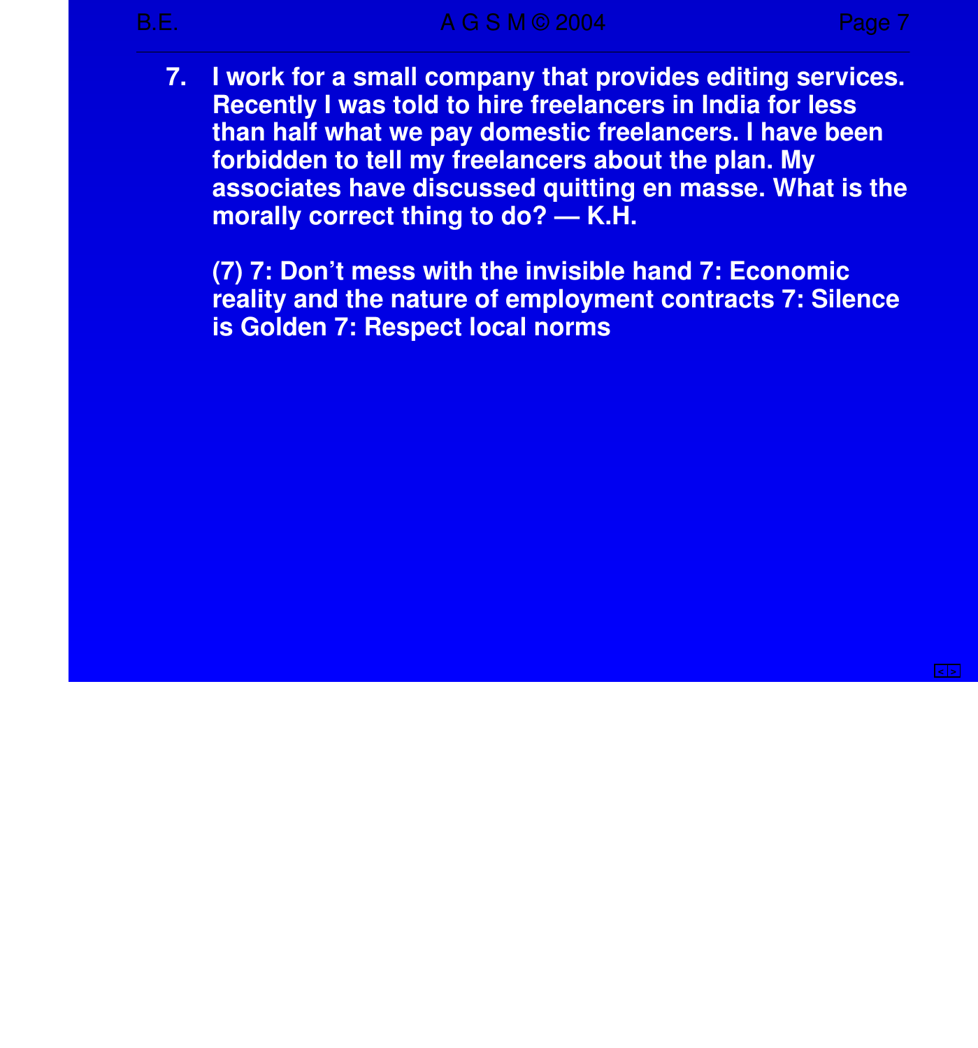7. I work for a small company that provides editing services. Recently I was told to hire freelancers in India for less than half what we pay domestic freelancers. I have been forbidden to tell my freelancers about the plan. My associates have discussed quitting en masse. What is the morally correct thing to do? — K.H.

   (7) 7: Don't mess with the invisible hand 7: Economic reality and the nature of employment contracts 7: Silence is Golden 7: Respect local norms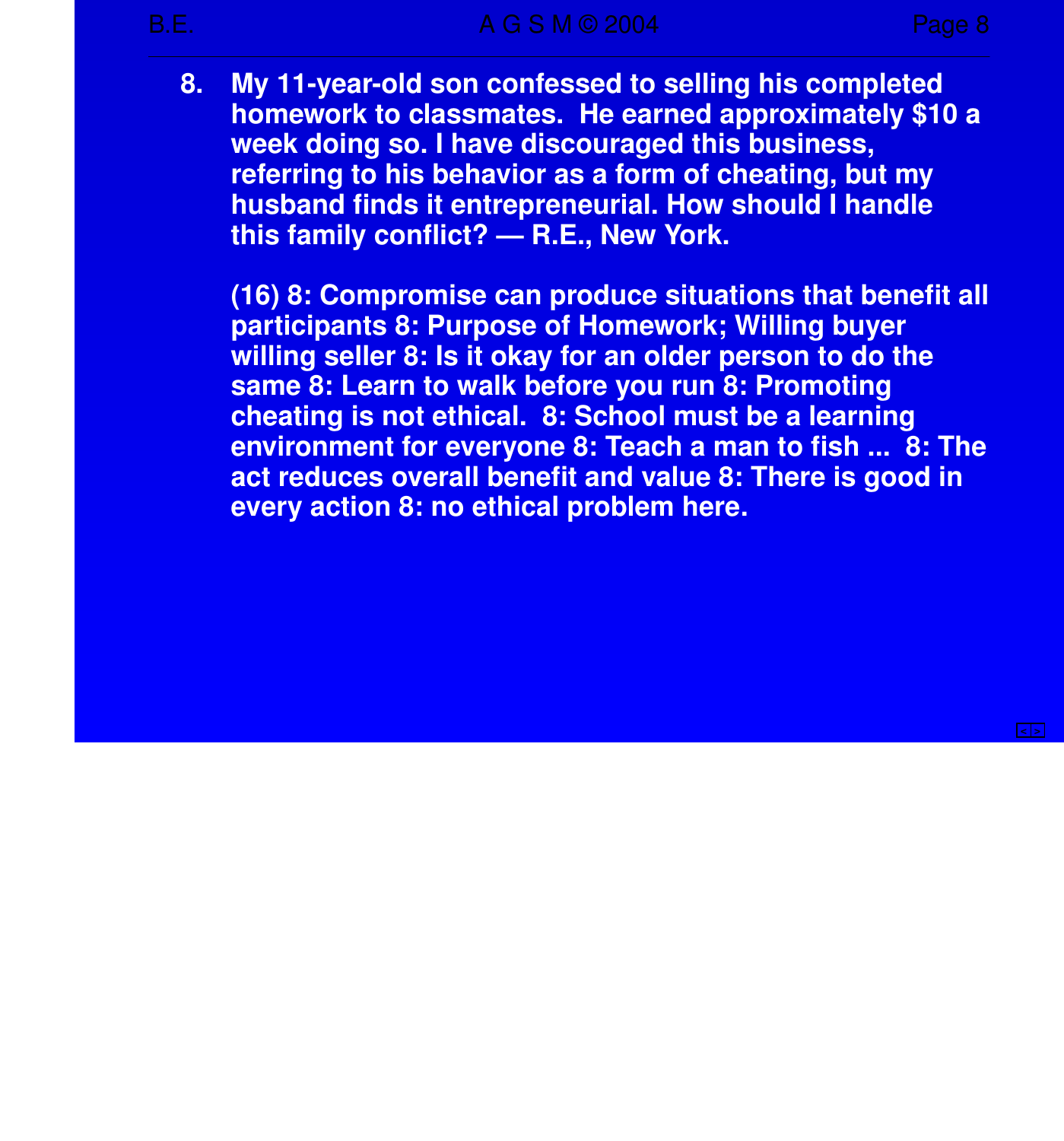8. **My 11-year-old son confessed to selling his completed homework to classmates. He earned approximately $10 a week doing so. I have discouraged this business, referring to his behavior as a form of cheating, but my husband finds it entrepreneurial. How should I handle this family conflict? — R.E., New York.**

   **(16) 8: Compromise can produce situations that benefit all participants 8: Purpose of Homework; Willing buyer willing seller 8: Is it okay for an older person to do the same 8: Learn to walk before you run 8: Promoting cheating is not ethical. 8: School must be a learning environment for everyone 8: Teach a man to fish ... 8: The act reduces overall benefit and value 8: There is good in every action 8: no ethical problem here.**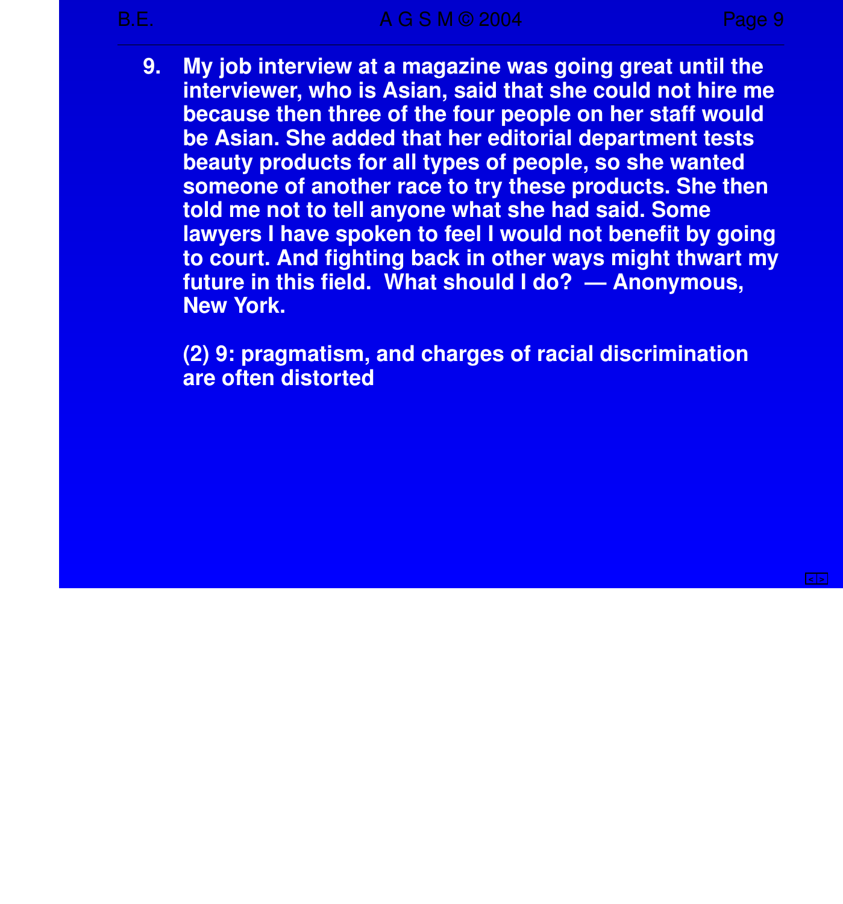9. My job interview at a magazine was going great until the interviewer, who is Asian, said that she could not hire me because then three of the four people on her staff would be Asian. She added that her editorial department tests beauty products for all types of people, so she wanted someone of another race to try these products. She then told me not to tell anyone what she had said. Some lawyers I have spoken to feel I would not benefit by going to court. And fighting back in other ways might thwart my future in this field. What should I do? — Anonymous, New York.

   (2) 9: pragmatism, and charges of racial discrimination are often distorted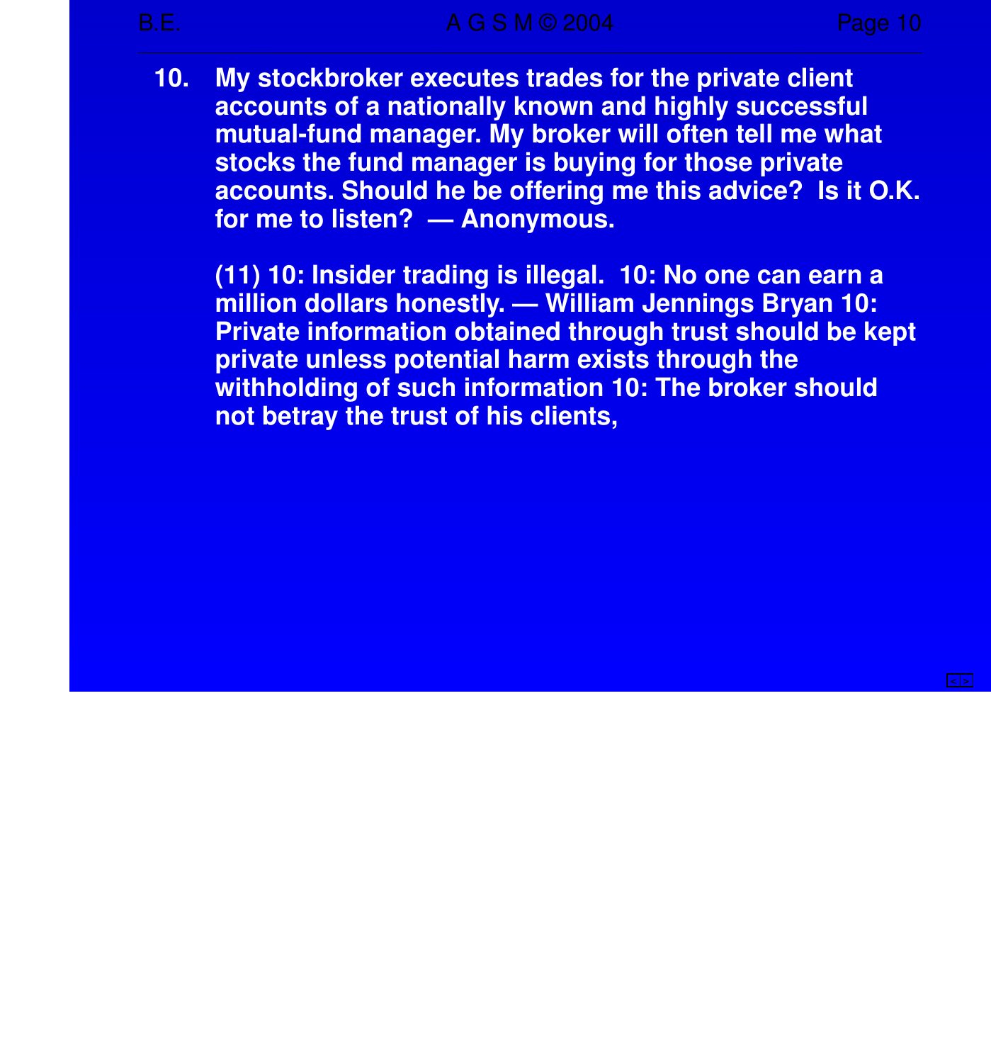10. My stockbroker executes trades for the private client accounts of a nationally known and highly successful mutual-fund manager. My broker will often tell me what stocks the fund manager is buying for those private accounts. Should he be offering me this advice? Is it O.K. for me to listen? — Anonymous.

    (11) 10: Insider trading is illegal. 10: No one can earn a million dollars honestly. — William Jennings Bryan 10: Private information obtained through trust should be kept private unless potential harm exists through the withholding of such information 10: The broker should not betray the trust of his clients,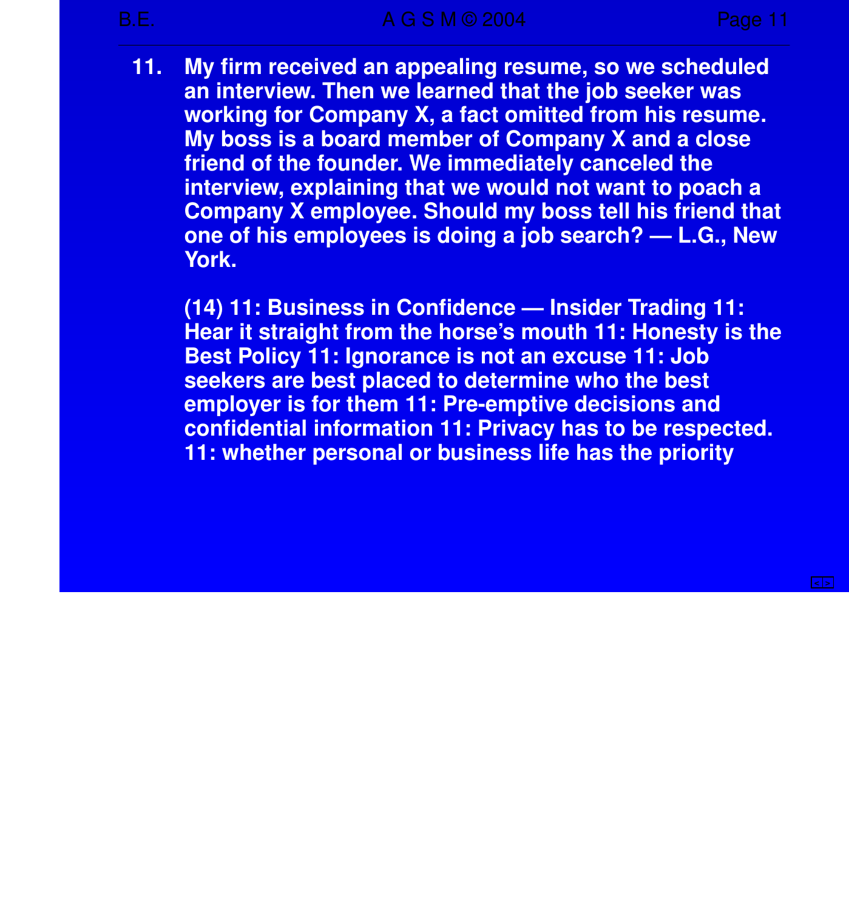11. **My firm received an appealing resume, so we scheduled an interview. Then we learned that the job seeker was working for Company X, a fact omitted from his resume. My boss is a board member of Company X and a close friend of the founder. We immediately canceled the interview, explaining that we would not want to poach a Company X employee. Should my boss tell his friend that one of his employees is doing a job search? — L.G., New York.**

    **(14) 11: Business in Confidence — Insider Trading 11: Hear it straight from the horse's mouth 11: Honesty is the Best Policy 11: Ignorance is not an excuse 11: Job seekers are best placed to determine who the best employer is for them 11: Pre-emptive decisions and confidential information 11: Privacy has to be respected. 11: whether personal or business life has the priority**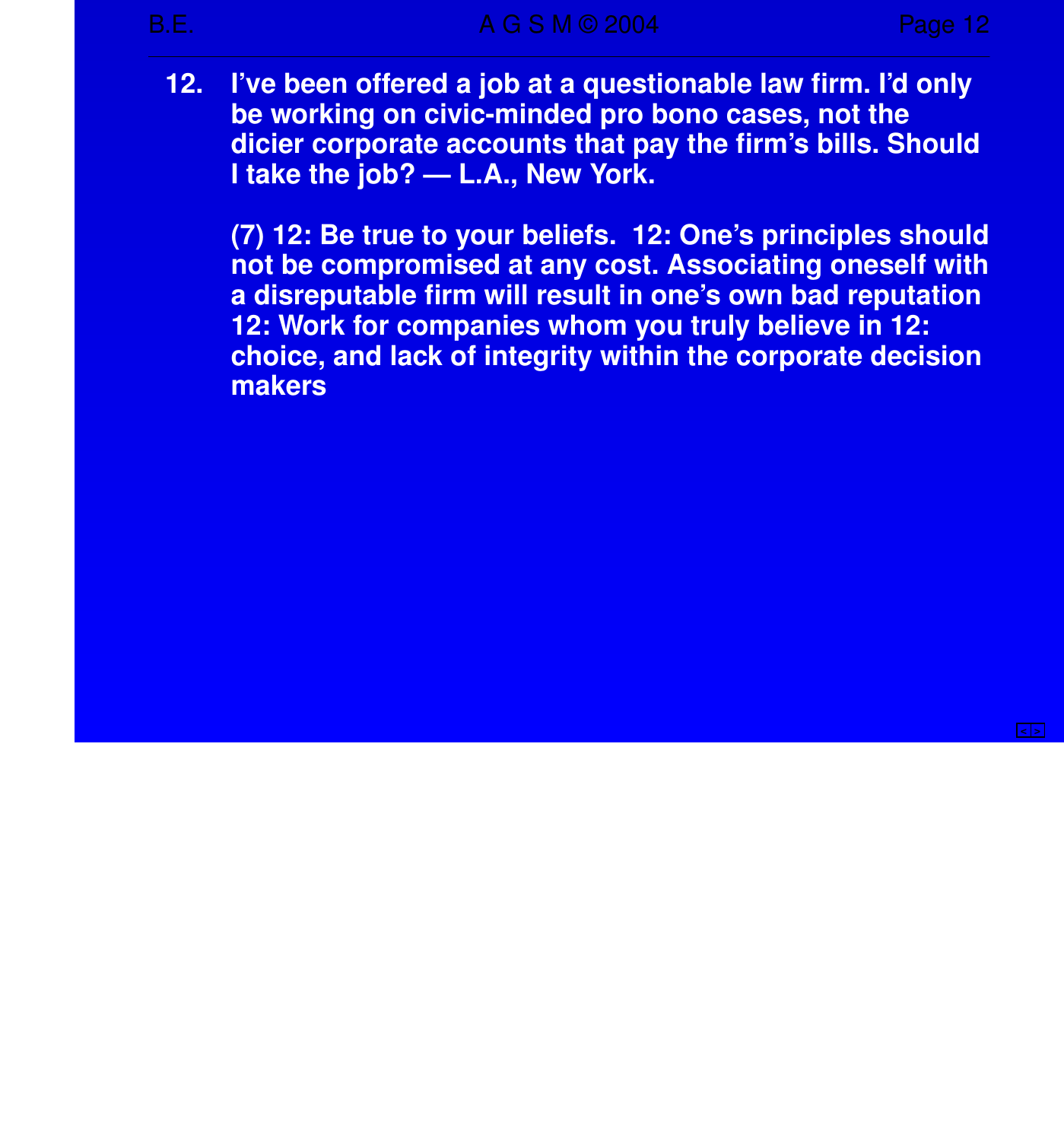12. **I've been offered a job at a questionable law firm. I'd only be working on civic-minded pro bono cases, not the dicier corporate accounts that pay the firm's bills. Should I take the job? — L.A., New York.**

    **(7) 12: Be true to your beliefs. 12: One's principles should not be compromised at any cost. Associating oneself with a disreputable firm will result in one's own bad reputation 12: Work for companies whom you truly believe in 12: choice, and lack of integrity within the corporate decision makers**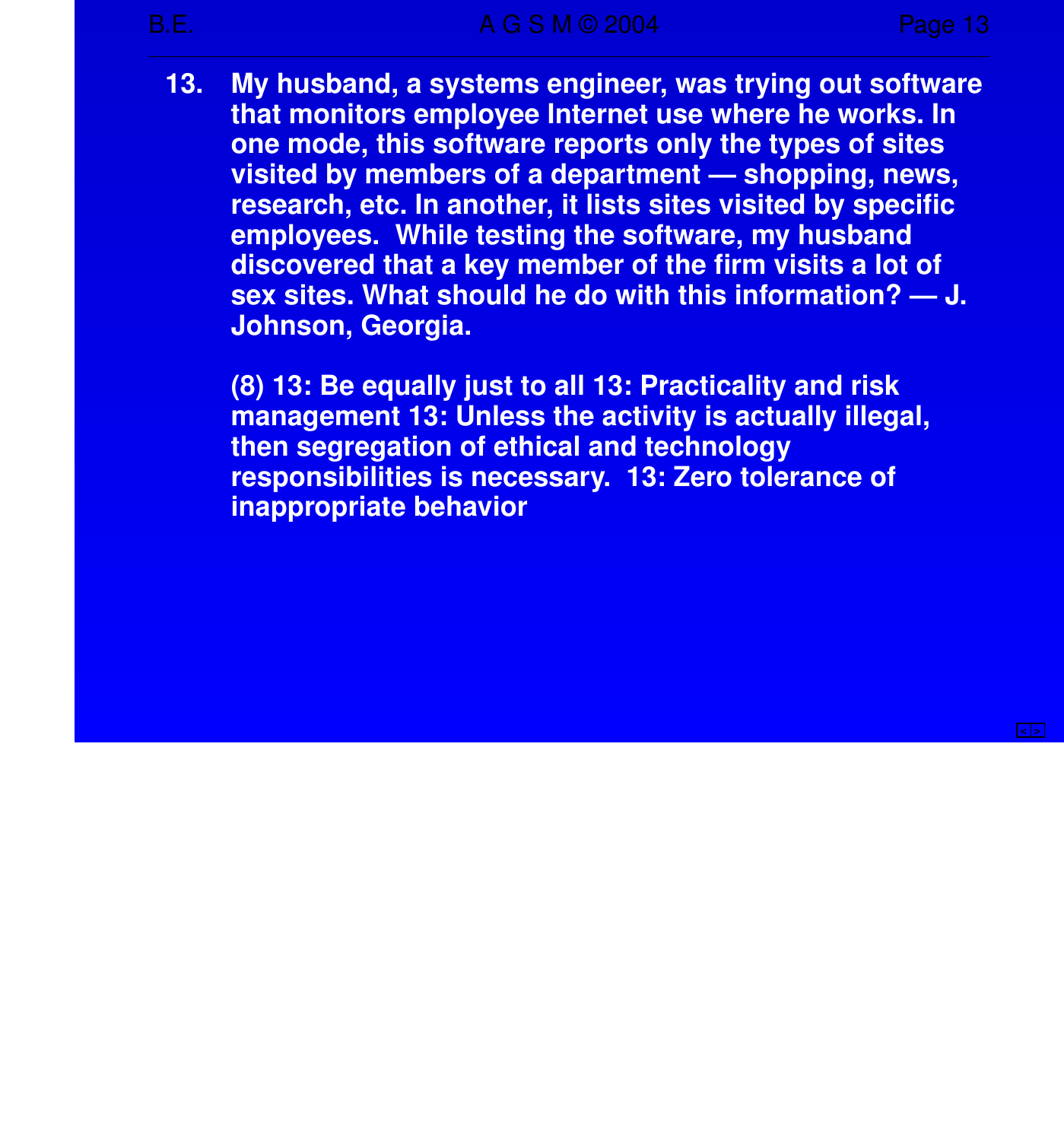13. **My husband, a systems engineer, was trying out software that monitors employee Internet use where he works. In one mode, this software reports only the types of sites visited by members of a department — shopping, news, research, etc. In another, it lists sites visited by specific employees. While testing the software, my husband discovered that a key member of the firm visits a lot of sex sites. What should he do with this information? — J. Johnson, Georgia.**

    **(8) 13: Be equally just to all 13: Practicality and risk management 13: Unless the activity is actually illegal, then segregation of ethical and technology responsibilities is necessary. 13: Zero tolerance of inappropriate behavior**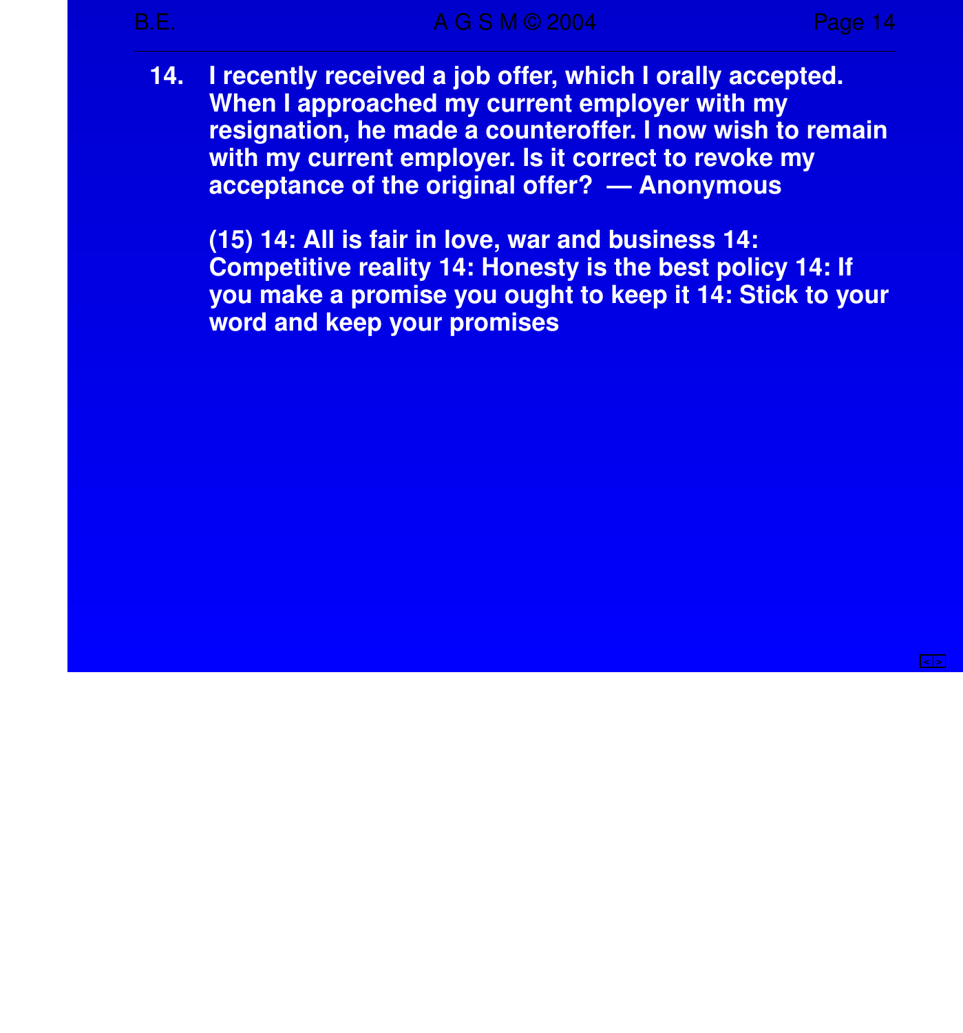14. **I recently received a job offer, which I orally accepted. When I approached my current employer with my resignation, he made a counteroffer. I now wish to remain with my current employer. Is it correct to revoke my acceptance of the original offer? — Anonymous**

    **(15) 14: All is fair in love, war and business 14: Competitive reality 14: Honesty is the best policy 14: If you make a promise you ought to keep it 14: Stick to your word and keep your promises**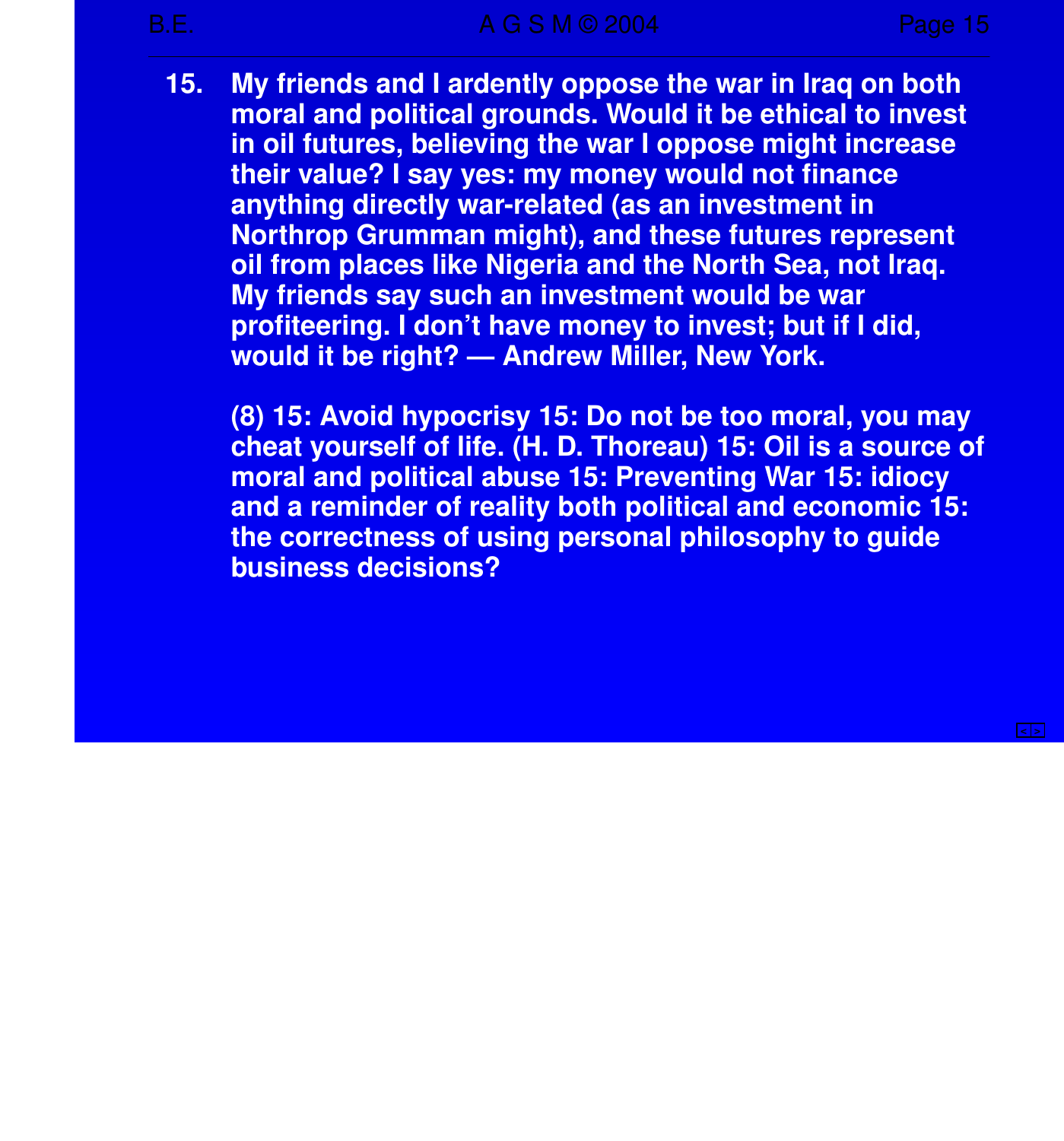15. My friends and I ardently oppose the war in Iraq on both moral and political grounds. Would it be ethical to invest in oil futures, believing the war I oppose might increase their value? I say yes: my money would not finance anything directly war-related (as an investment in Northrop Grumman might), and these futures represent oil from places like Nigeria and the North Sea, not Iraq. My friends say such an investment would be war profiteering. I don't have money to invest; but if I did, would it be right? — Andrew Miller, New York.

    (8) 15: Avoid hypocrisy 15: Do not be too moral, you may cheat yourself of life. (H. D. Thoreau) 15: Oil is a source of moral and political abuse 15: Preventing War 15: idiocy and a reminder of reality both political and economic 15: the correctness of using personal philosophy to guide business decisions?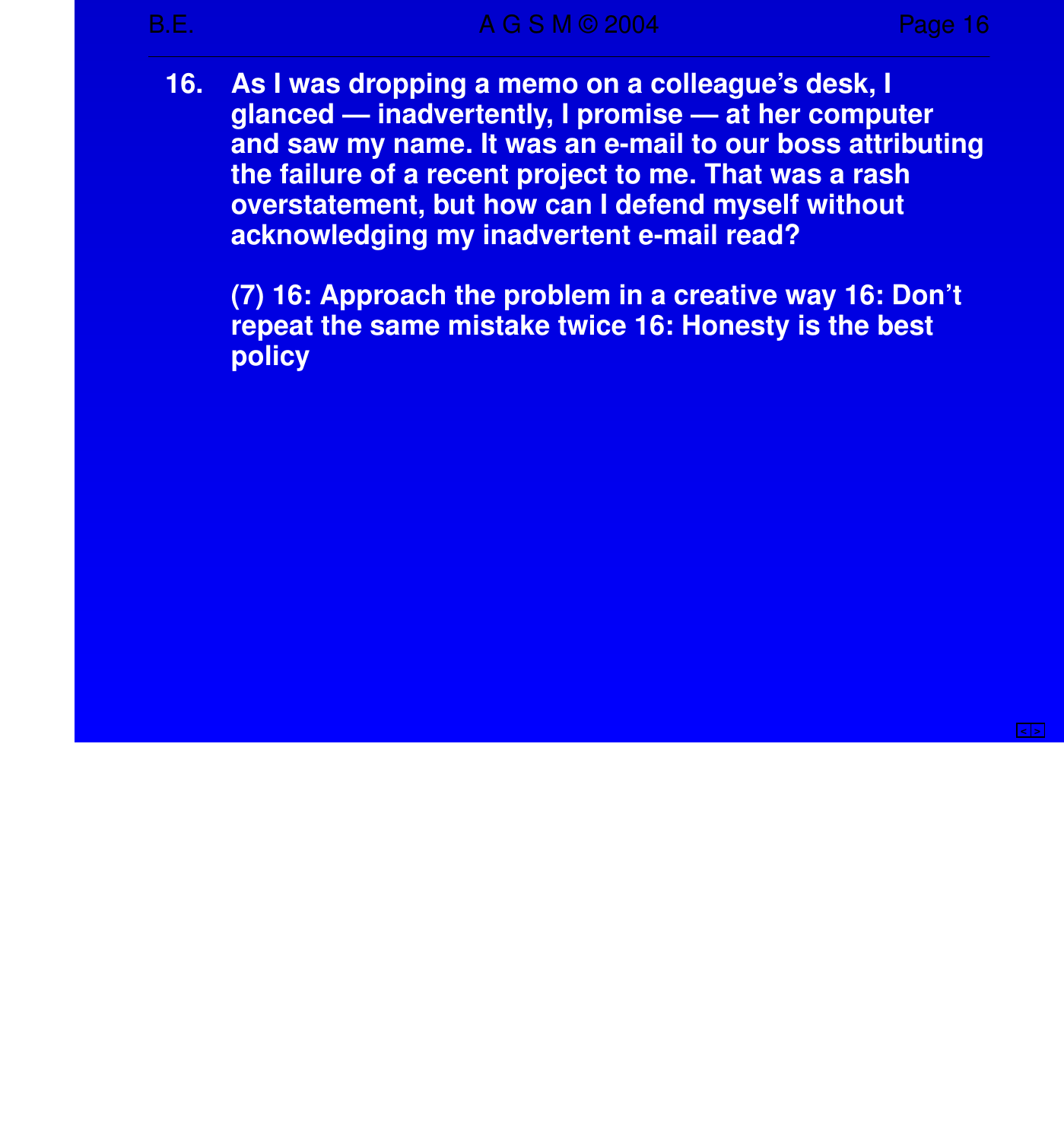16. **As I was dropping a memo on a colleague’s desk, I glanced — inadvertently, I promise — at her computer and saw my name. It was an e-mail to our boss attributing the failure of a recent project to me. That was a rash overstatement, but how can I defend myself without acknowledging my inadvertent e-mail read?**

    **(7) 16: Approach the problem in a creative way 16: Don’t repeat the same mistake twice 16: Honesty is the best policy**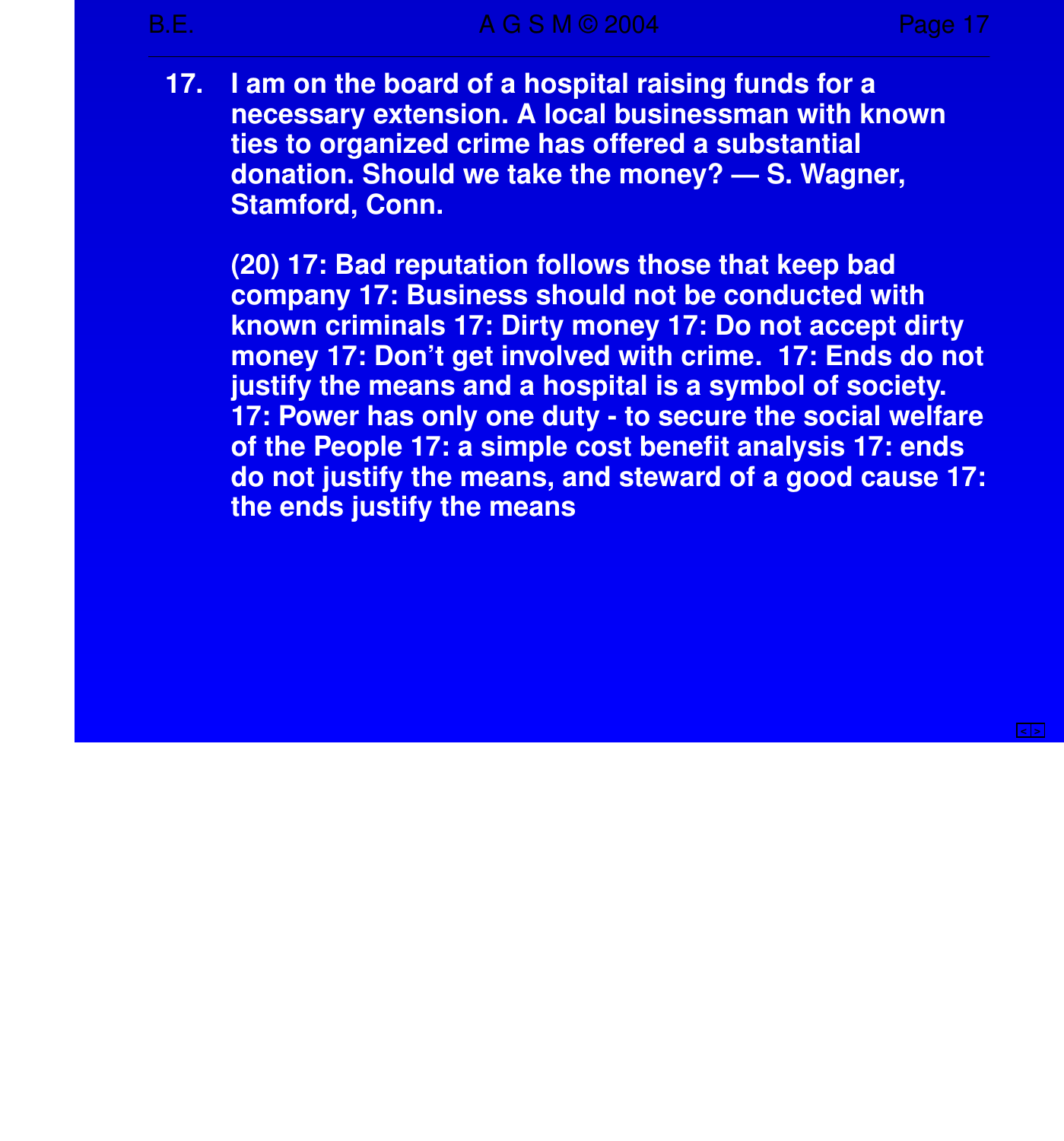17. I am on the board of a hospital raising funds for a necessary extension. A local businessman with known ties to organized crime has offered a substantial donation. Should we take the money? — S. Wagner, Stamford, Conn.

    (20) 17: Bad reputation follows those that keep bad company 17: Business should not be conducted with known criminals 17: Dirty money 17: Do not accept dirty money 17: Don't get involved with crime.  17: Ends do not justify the means and a hospital is a symbol of society. 17: Power has only one duty - to secure the social welfare of the People 17: a simple cost benefit analysis 17: ends do not justify the means, and steward of a good cause 17: the ends justify the means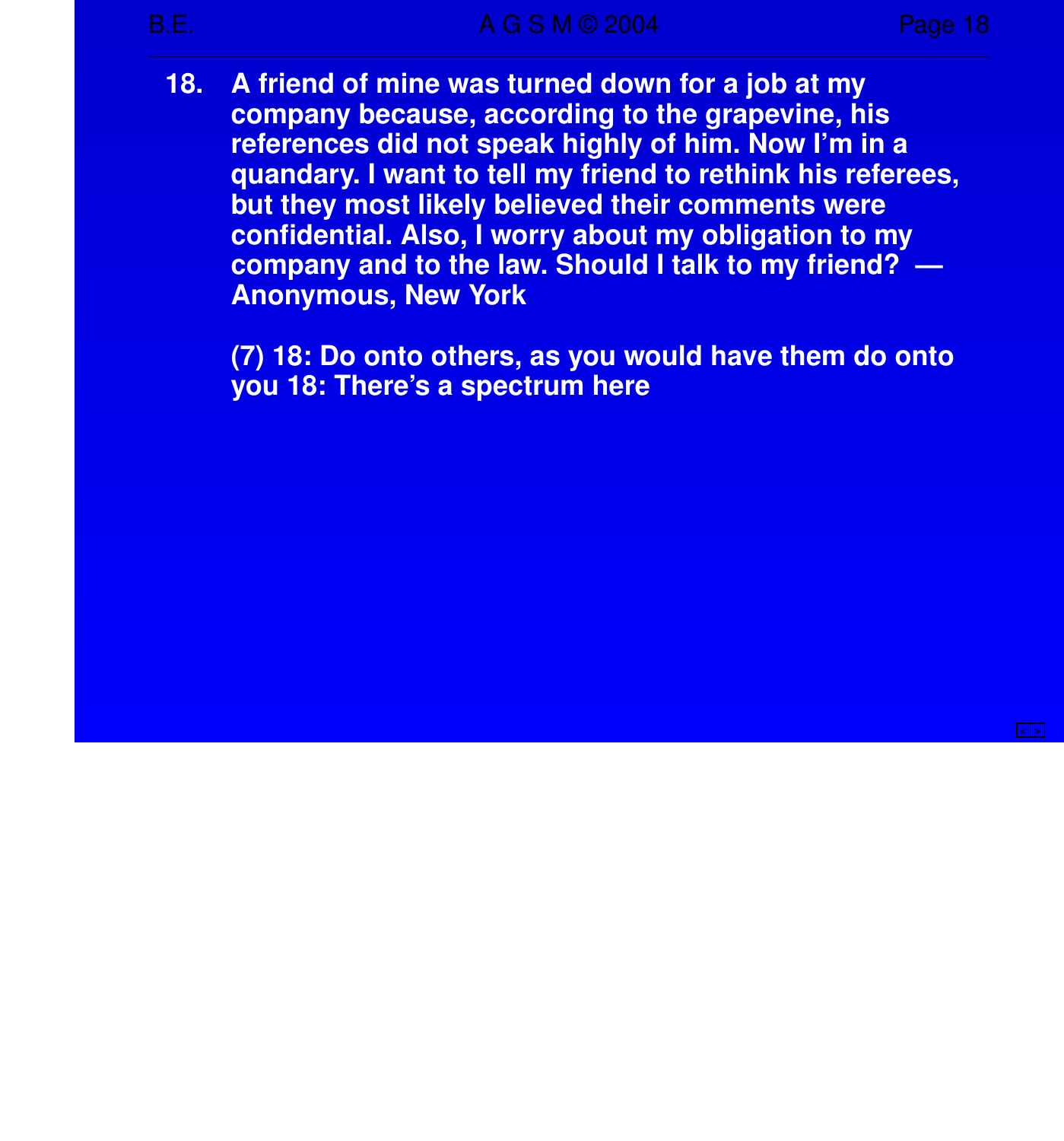18. A friend of mine was turned down for a job at my company because, according to the grapevine, his references did not speak highly of him. Now I'm in a quandary. I want to tell my friend to rethink his referees, but they most likely believed their comments were confidential. Also, I worry about my obligation to my company and to the law. Should I talk to my friend? — Anonymous, New York

    (7) 18: Do onto others, as you would have them do onto you 18: There's a spectrum here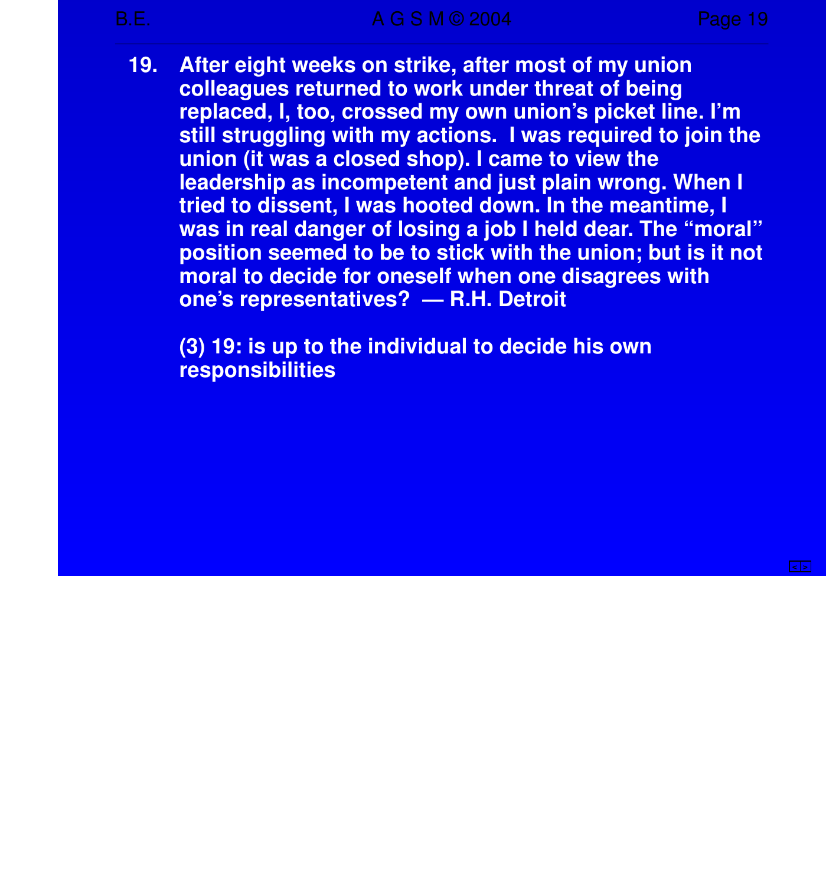**19. After eight weeks on strike, after most of my union colleagues returned to work under threat of being replaced, I, too, crossed my own union’s picket line. I’m still struggling with my actions. I was required to join the union (it was a closed shop). I came to view the leadership as incompetent and just plain wrong. When I tried to dissent, I was hooted down. In the meantime, I was in real danger of losing a job I held dear. The “moral” position seemed to be to stick with the union; but is it not moral to decide for oneself when one disagrees with one’s representatives? — R.H. Detroit**

**(3) 19: is up to the individual to decide his own responsibilities**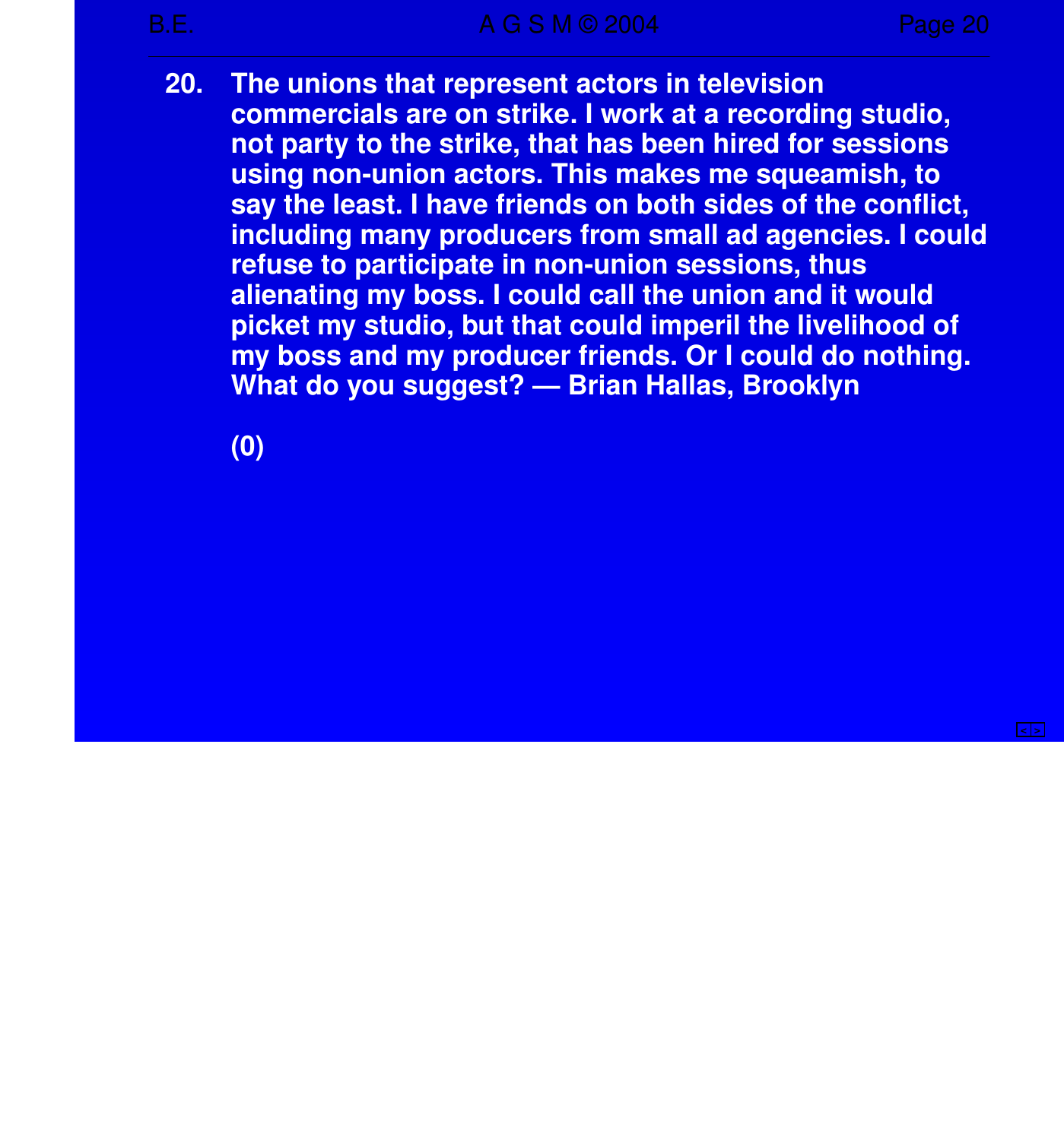20. **The unions that represent actors in television commercials are on strike. I work at a recording studio, not party to the strike, that has been hired for sessions using non-union actors. This makes me squeamish, to say the least. I have friends on both sides of the conflict, including many producers from small ad agencies. I could refuse to participate in non-union sessions, thus alienating my boss. I could call the union and it would picket my studio, but that could imperil the livelihood of my boss and my producer friends. Or I could do nothing. What do you suggest? — Brian Hallas, Brooklyn**

**(0)**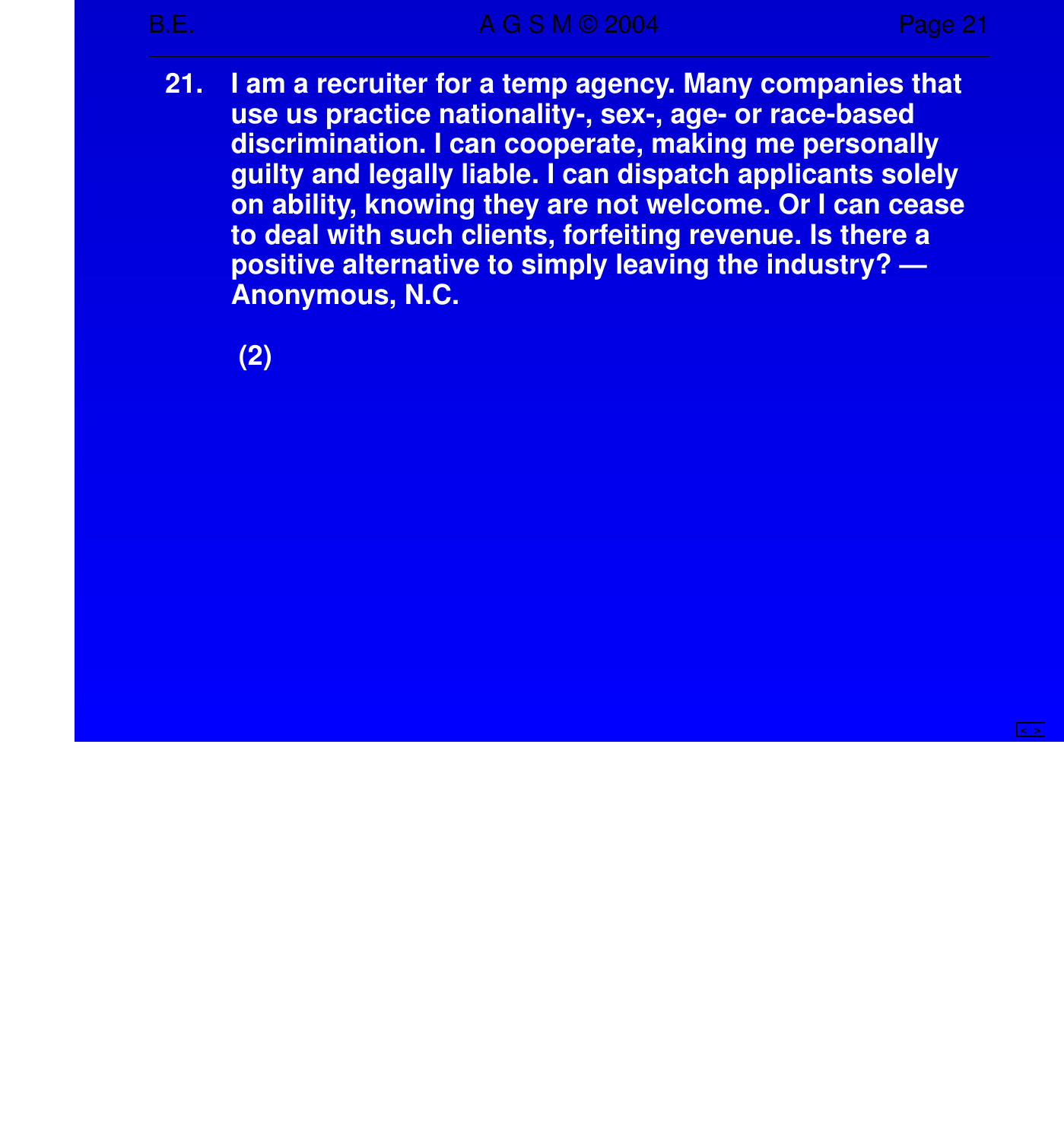21. **I am a recruiter for a temp agency. Many companies that use us practice nationality-, sex-, age- or race-based discrimination. I can cooperate, making me personally guilty and legally liable. I can dispatch applicants solely on ability, knowing they are not welcome. Or I can cease to deal with such clients, forfeiting revenue. Is there a positive alternative to simply leaving the industry? — Anonymous, N.C.**

    **(2)**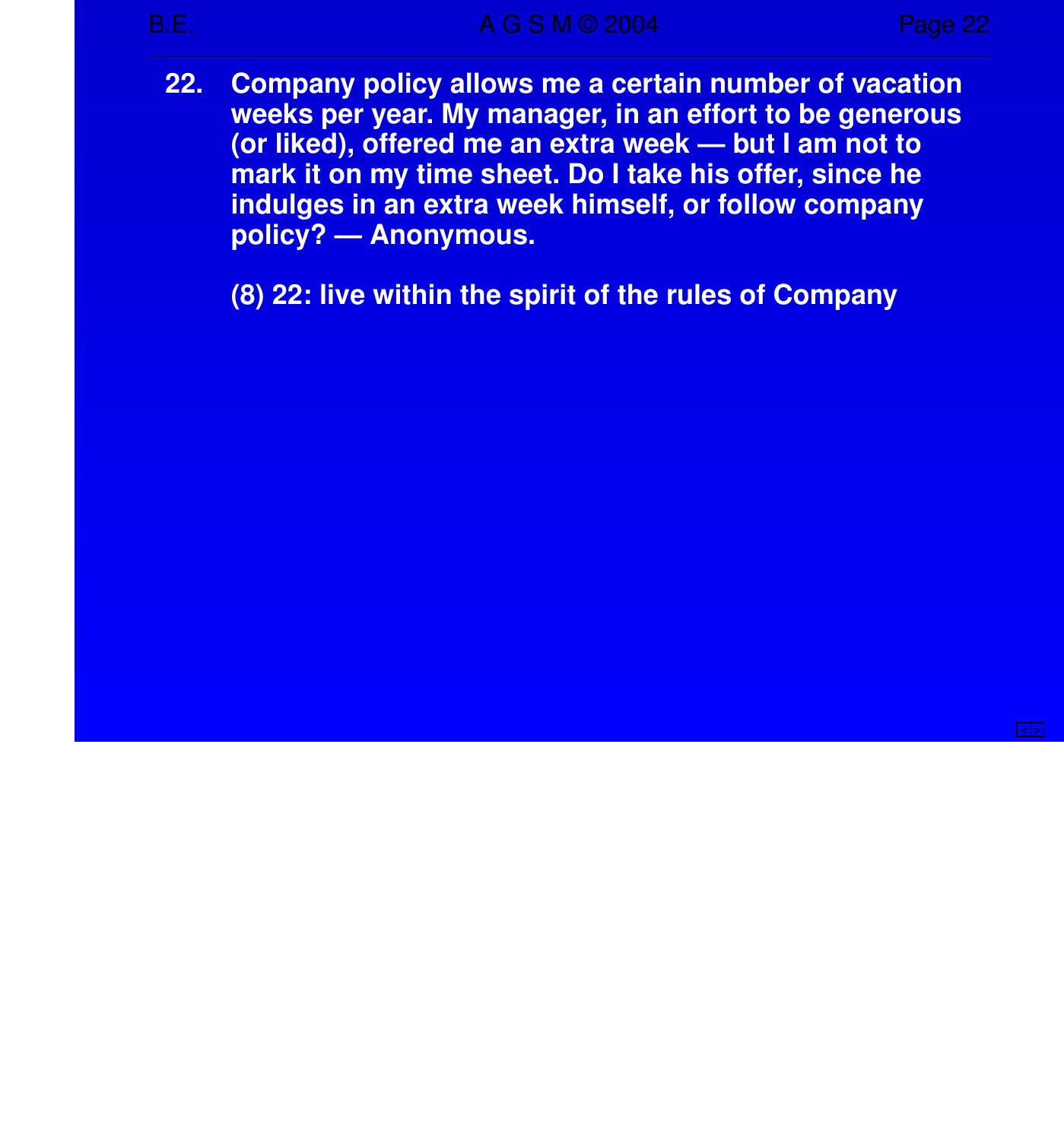22. Company policy allows me a certain number of vacation weeks per year. My manager, in an effort to be generous (or liked), offered me an extra week — but I am not to mark it on my time sheet. Do I take his offer, since he indulges in an extra week himself, or follow company policy? — Anonymous.

(8) 22: live within the spirit of the rules of Company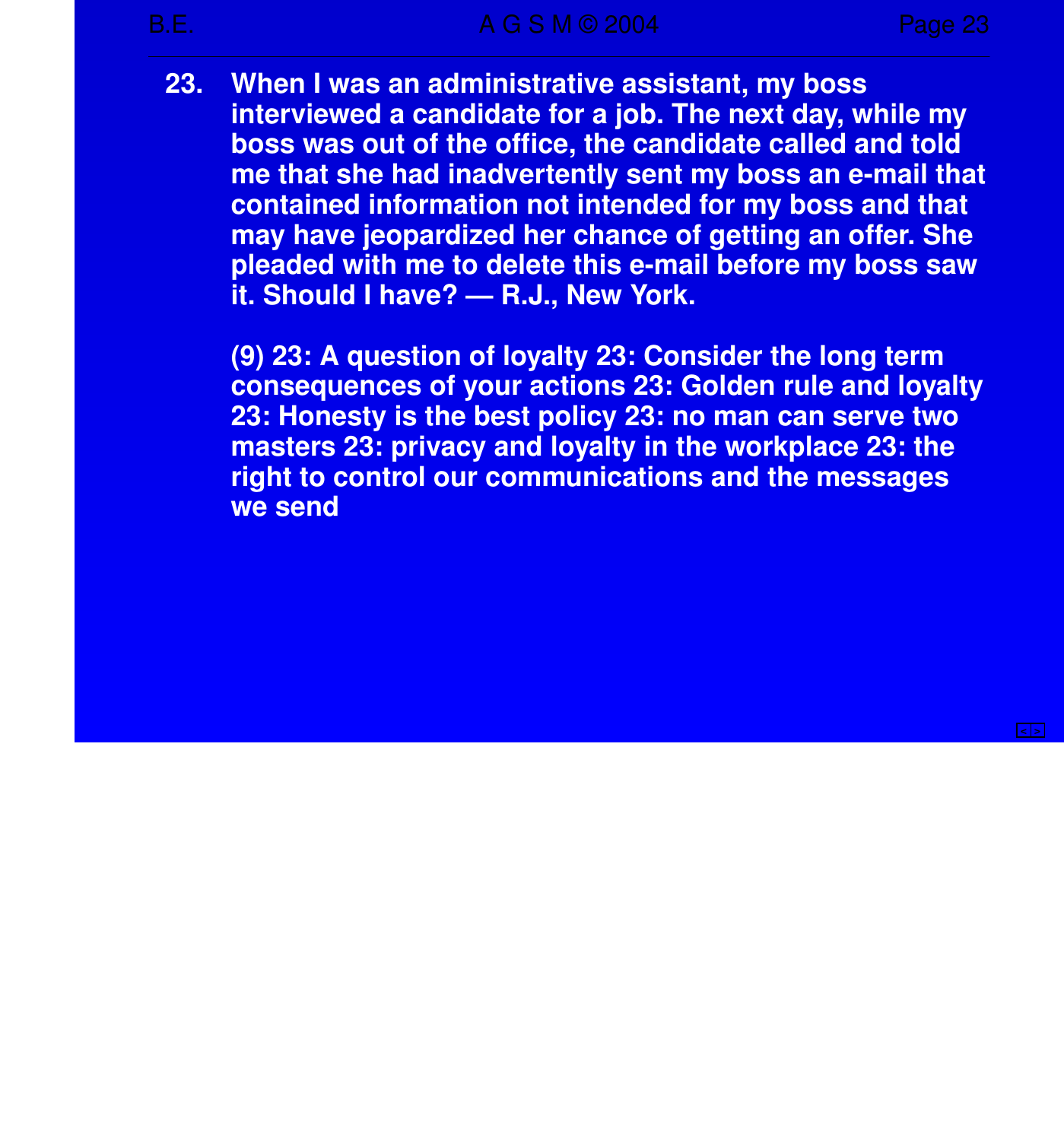23. When I was an administrative assistant, my boss interviewed a candidate for a job. The next day, while my boss was out of the office, the candidate called and told me that she had inadvertently sent my boss an e-mail that contained information not intended for my boss and that may have jeopardized her chance of getting an offer. She pleaded with me to delete this e-mail before my boss saw it. Should I have? — R.J., New York.

    (9) 23: A question of loyalty 23: Consider the long term consequences of your actions 23: Golden rule and loyalty 23: Honesty is the best policy 23: no man can serve two masters 23: privacy and loyalty in the workplace 23: the right to control our communications and the messages we send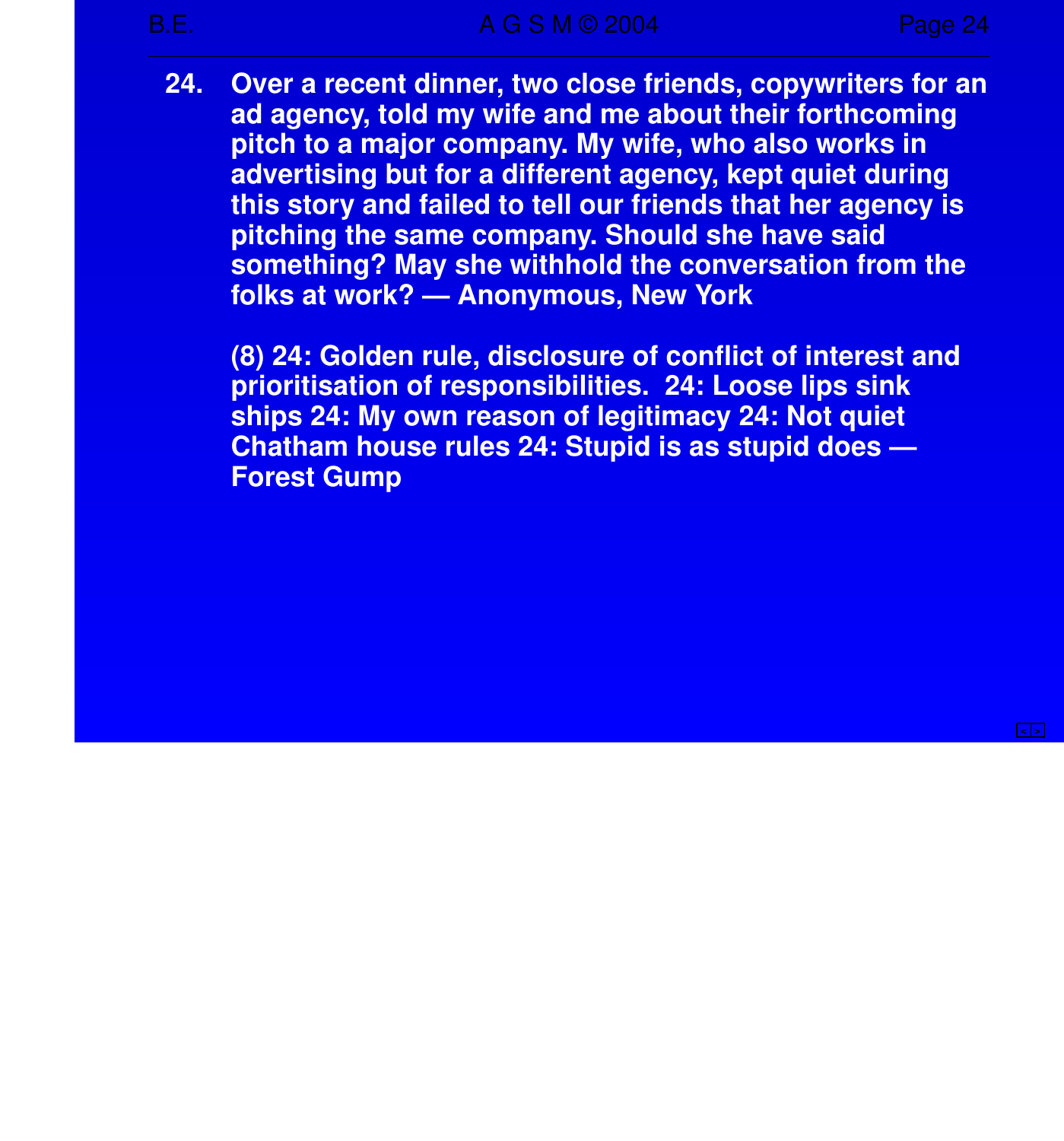24. Over a recent dinner, two close friends, copywriters for an ad agency, told my wife and me about their forthcoming pitch to a major company. My wife, who also works in advertising but for a different agency, kept quiet during this story and failed to tell our friends that her agency is pitching the same company. Should she have said something? May she withhold the conversation from the folks at work? — Anonymous, New York

(8) 24: Golden rule, disclosure of conflict of interest and prioritisation of responsibilities. 24: Loose lips sink ships 24: My own reason of legitimacy 24: Not quiet Chatham house rules 24: Stupid is as stupid does — Forest Gump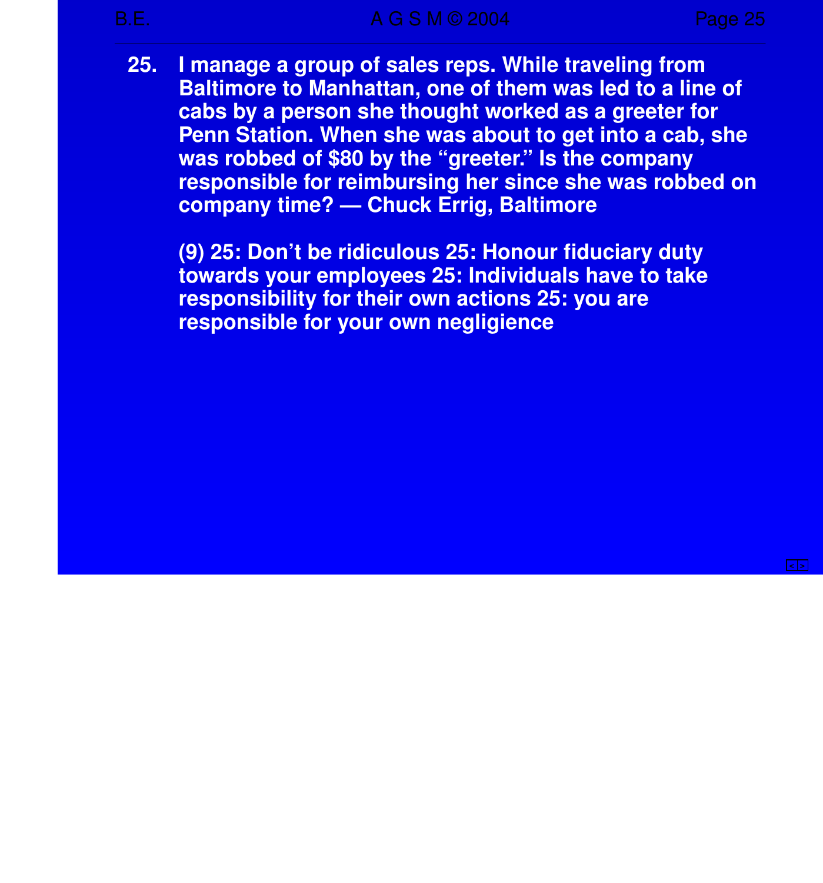25. I manage a group of sales reps. While traveling from Baltimore to Manhattan, one of them was led to a line of cabs by a person she thought worked as a greeter for Penn Station. When she was about to get into a cab, she was robbed of $80 by the “greeter.” Is the company responsible for reimbursing her since she was robbed on company time? — Chuck Errig, Baltimore

    (9) 25: Don’t be ridiculous 25: Honour fiduciary duty towards your employees 25: Individuals have to take responsibility for their own actions 25: you are responsible for your own negligience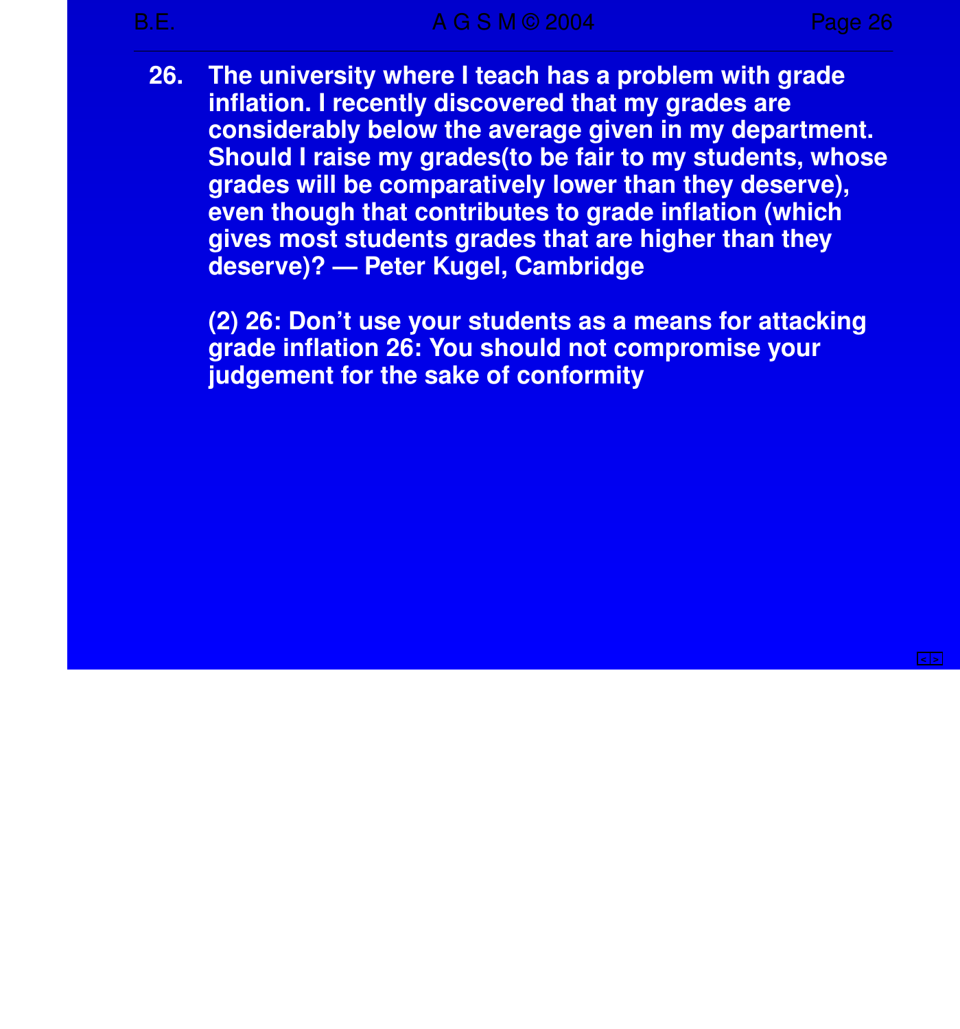26. **The university where I teach has a problem with grade inflation. I recently discovered that my grades are considerably below the average given in my department. Should I raise my grades(to be fair to my students, whose grades will be comparatively lower than they deserve), even though that contributes to grade inflation (which gives most students grades that are higher than they deserve)? — Peter Kugel, Cambridge**

    **(2) 26: Don't use your students as a means for attacking grade inflation 26: You should not compromise your judgement for the sake of conformity**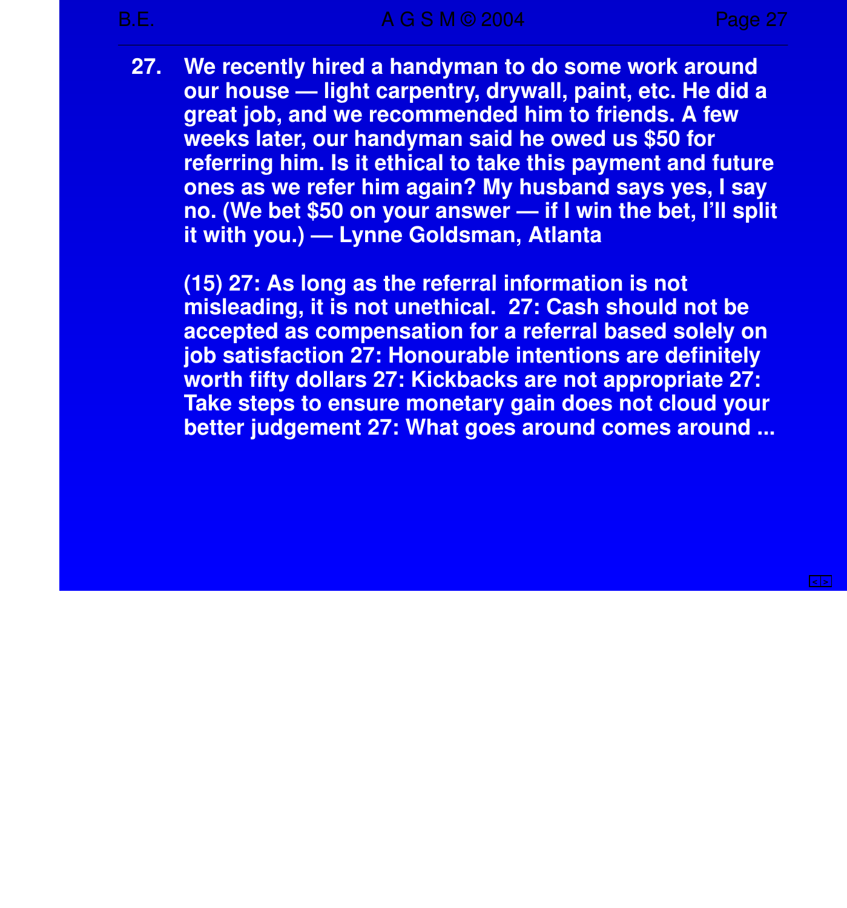27. **We recently hired a handyman to do some work around our house — light carpentry, drywall, paint, etc. He did a great job, and we recommended him to friends. A few weeks later, our handyman said he owed us $50 for referring him. Is it ethical to take this payment and future ones as we refer him again? My husband says yes, I say no. (We bet $50 on your answer — if I win the bet, I'll split it with you.) — Lynne Goldsman, Atlanta**

    **(15) 27: As long as the referral information is not misleading, it is not unethical. 27: Cash should not be accepted as compensation for a referral based solely on job satisfaction 27: Honourable intentions are definitely worth fifty dollars 27: Kickbacks are not appropriate 27: Take steps to ensure monetary gain does not cloud your better judgement 27: What goes around comes around ...**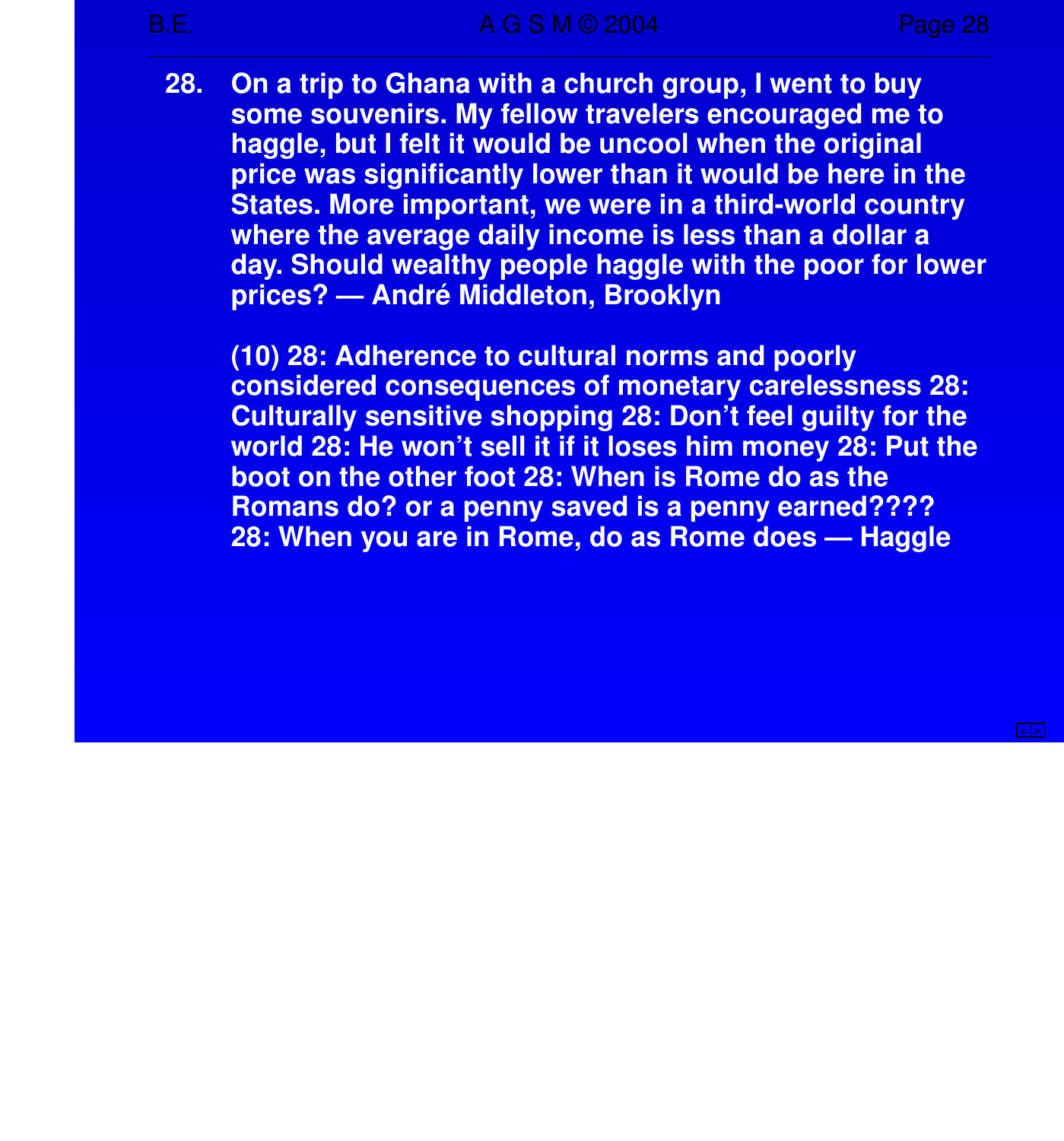28. **On a trip to Ghana with a church group, I went to buy some souvenirs. My fellow travelers encouraged me to haggle, but I felt it would be uncool when the original price was significantly lower than it would be here in the States. More important, we were in a third-world country where the average daily income is less than a dollar a day. Should wealthy people haggle with the poor for lower prices? — André Middleton, Brooklyn**

    **(10) 28: Adherence to cultural norms and poorly considered consequences of monetary carelessness 28: Culturally sensitive shopping 28: Don't feel guilty for the world 28: He won't sell it if it loses him money 28: Put the boot on the other foot 28: When is Rome do as the Romans do? or a penny saved is a penny earned???? 28: When you are in Rome, do as Rome does — Haggle**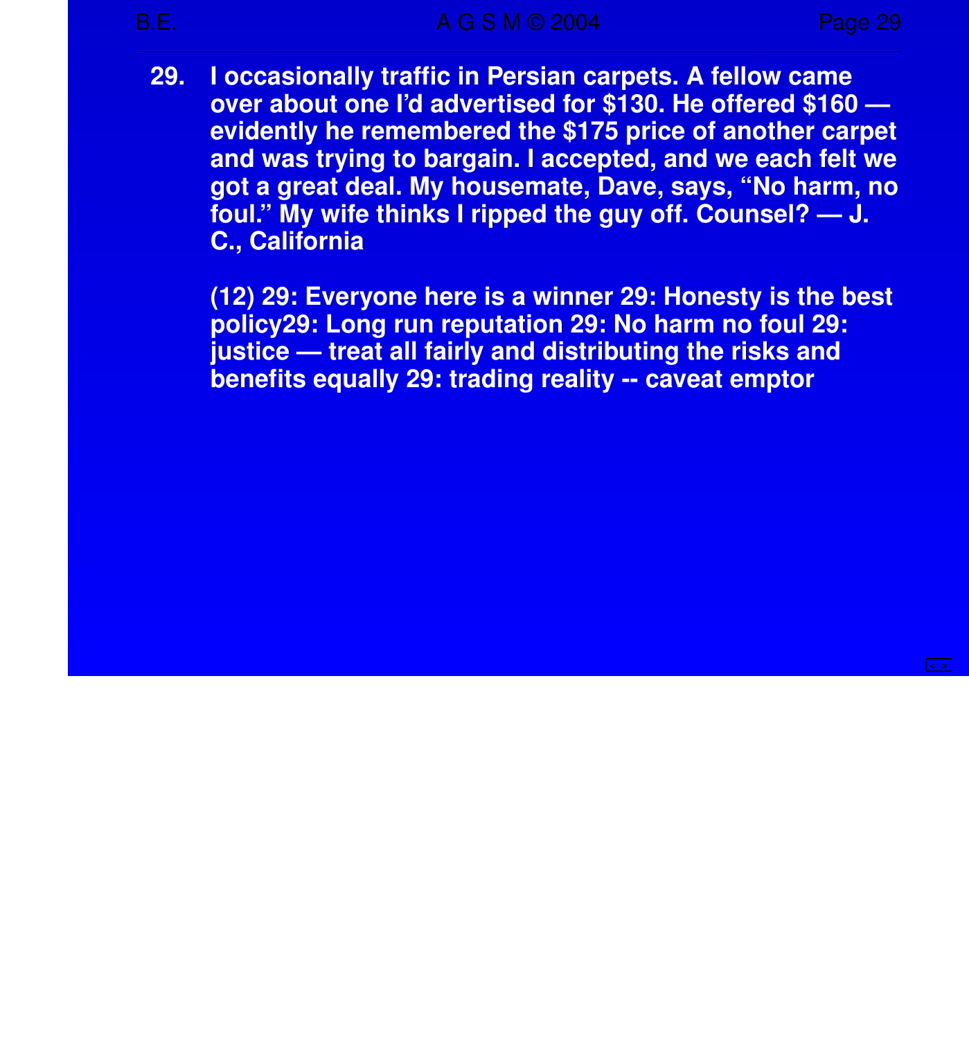29. I occasionally traffic in Persian carpets. A fellow came over about one I'd advertised for $130. He offered $160 — evidently he remembered the $175 price of another carpet and was trying to bargain. I accepted, and we each felt we got a great deal. My housemate, Dave, says, "No harm, no foul." My wife thinks I ripped the guy off. Counsel? — J. C., California

(12) 29: Everyone here is a winner 29: Honesty is the best policy29: Long run reputation 29: No harm no foul 29: justice — treat all fairly and distributing the risks and benefits equally 29: trading reality -- caveat emptor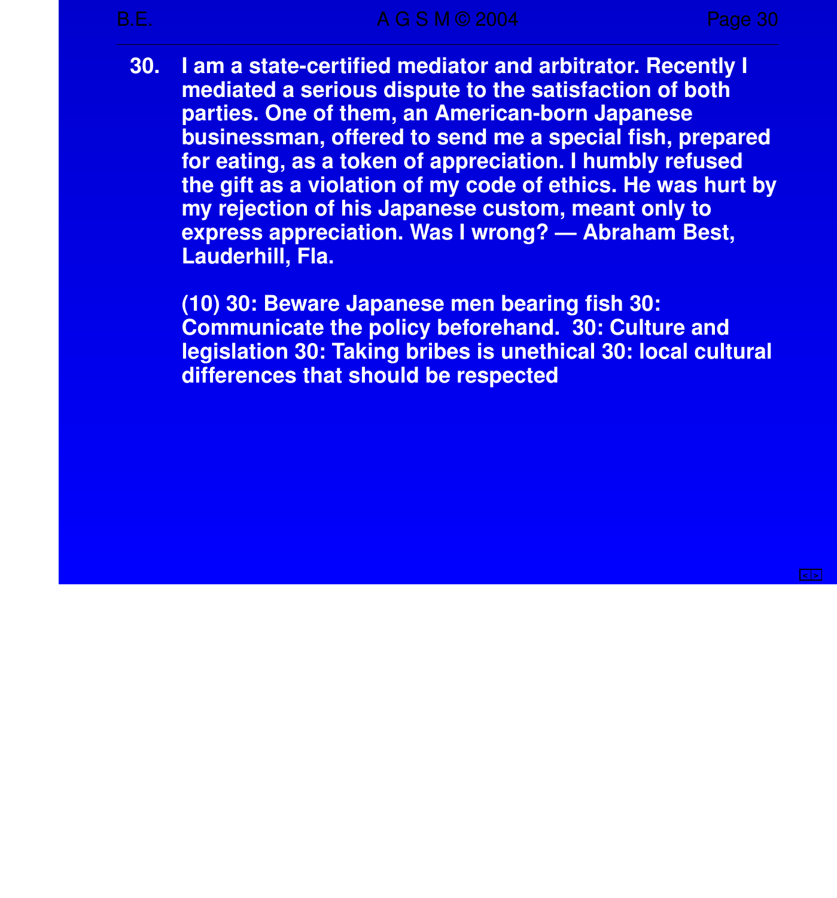30. I am a state-certified mediator and arbitrator. Recently I mediated a serious dispute to the satisfaction of both parties. One of them, an American-born Japanese businessman, offered to send me a special fish, prepared for eating, as a token of appreciation. I humbly refused the gift as a violation of my code of ethics. He was hurt by my rejection of his Japanese custom, meant only to express appreciation. Was I wrong? — Abraham Best, Lauderhill, Fla.

    (10) 30: Beware Japanese men bearing fish 30: Communicate the policy beforehand. 30: Culture and legislation 30: Taking bribes is unethical 30: local cultural differences that should be respected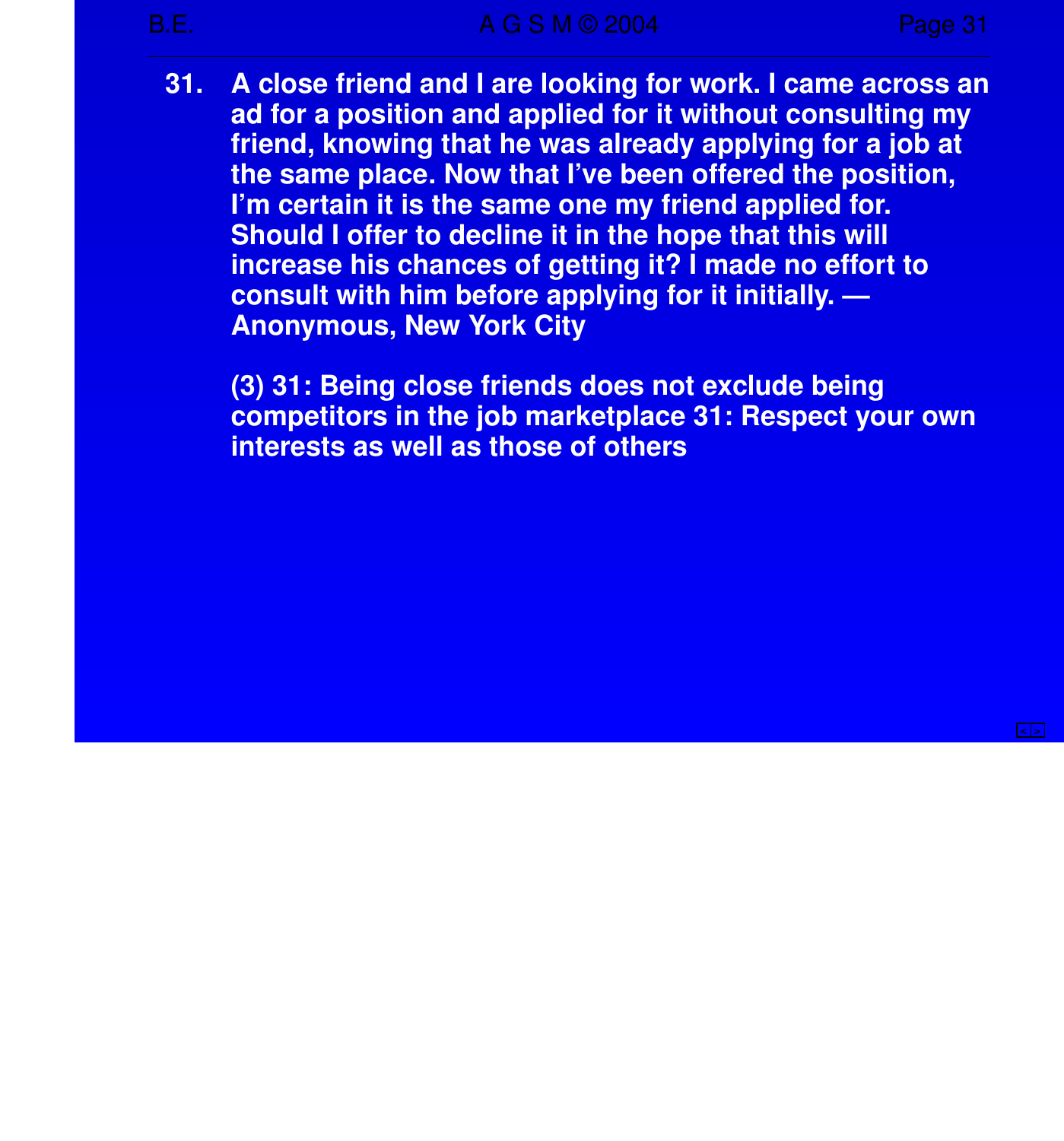31. A close friend and I are looking for work. I came across an ad for a position and applied for it without consulting my friend, knowing that he was already applying for a job at the same place. Now that I've been offered the position, I'm certain it is the same one my friend applied for. Should I offer to decline it in the hope that this will increase his chances of getting it? I made no effort to consult with him before applying for it initially. — Anonymous, New York City

(3) 31: Being close friends does not exclude being competitors in the job marketplace 31: Respect your own interests as well as those of others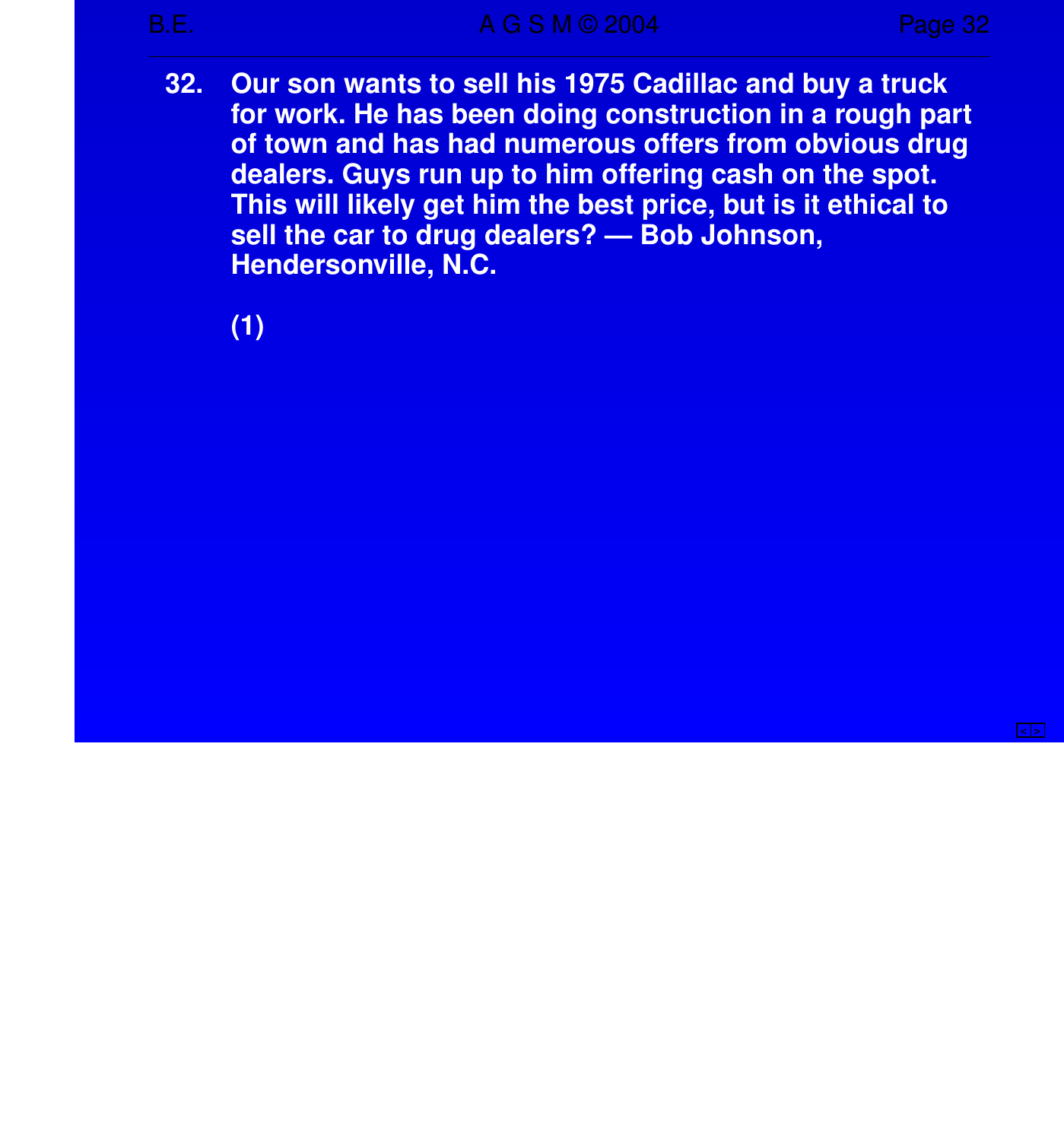**32.** **Our son wants to sell his 1975 Cadillac and buy a truck for work. He has been doing construction in a rough part of town and has had numerous offers from obvious drug dealers. Guys run up to him offering cash on the spot. This will likely get him the best price, but is it ethical to sell the car to drug dealers? — Bob Johnson, Hendersonville, N.C.**

**(1)**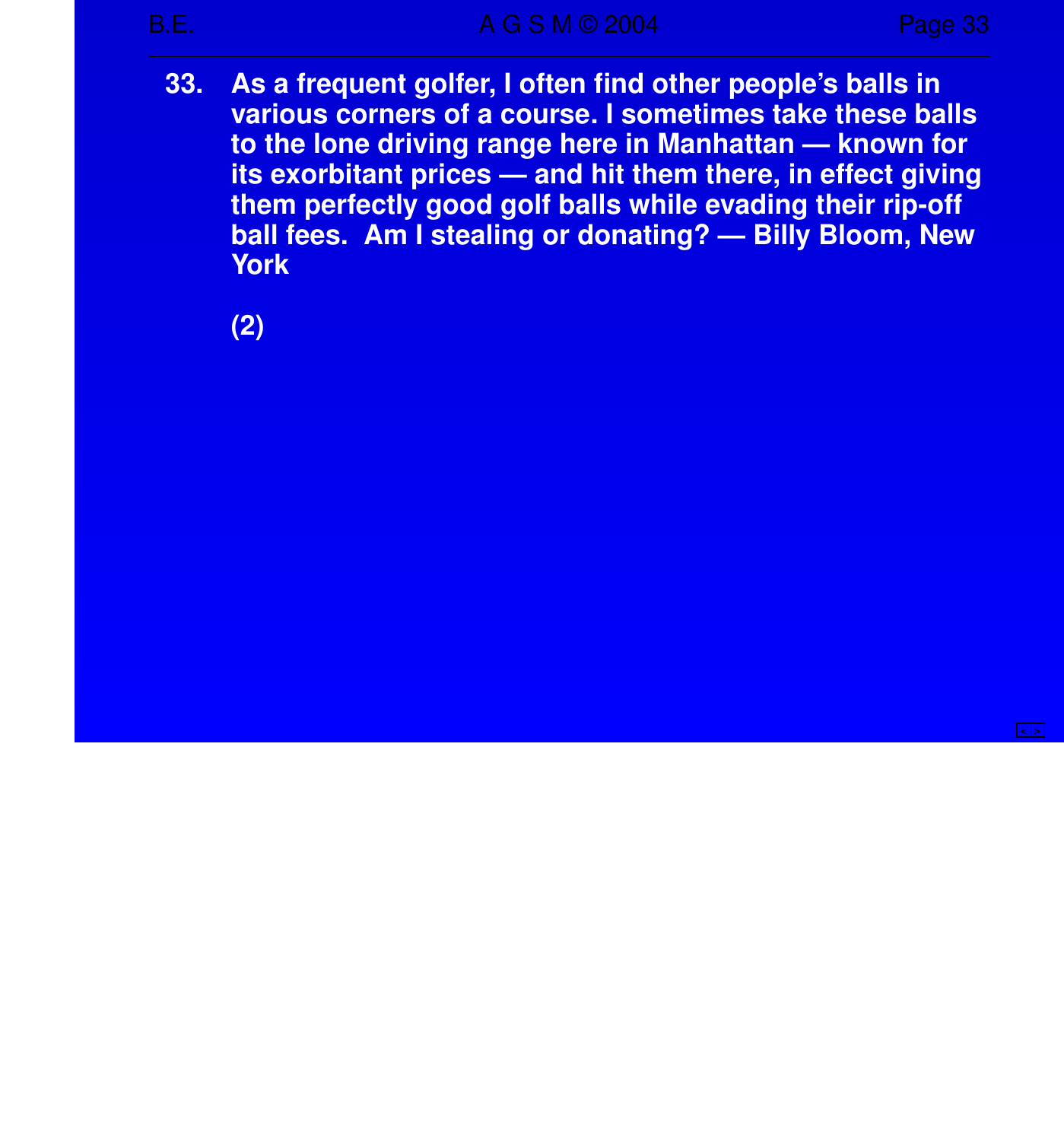33. **As a frequent golfer, I often find other people's balls in various corners of a course. I sometimes take these balls to the lone driving range here in Manhattan — known for its exorbitant prices — and hit them there, in effect giving them perfectly good golf balls while evading their rip-off ball fees. Am I stealing or donating? — Billy Bloom, New York**

    **(2)**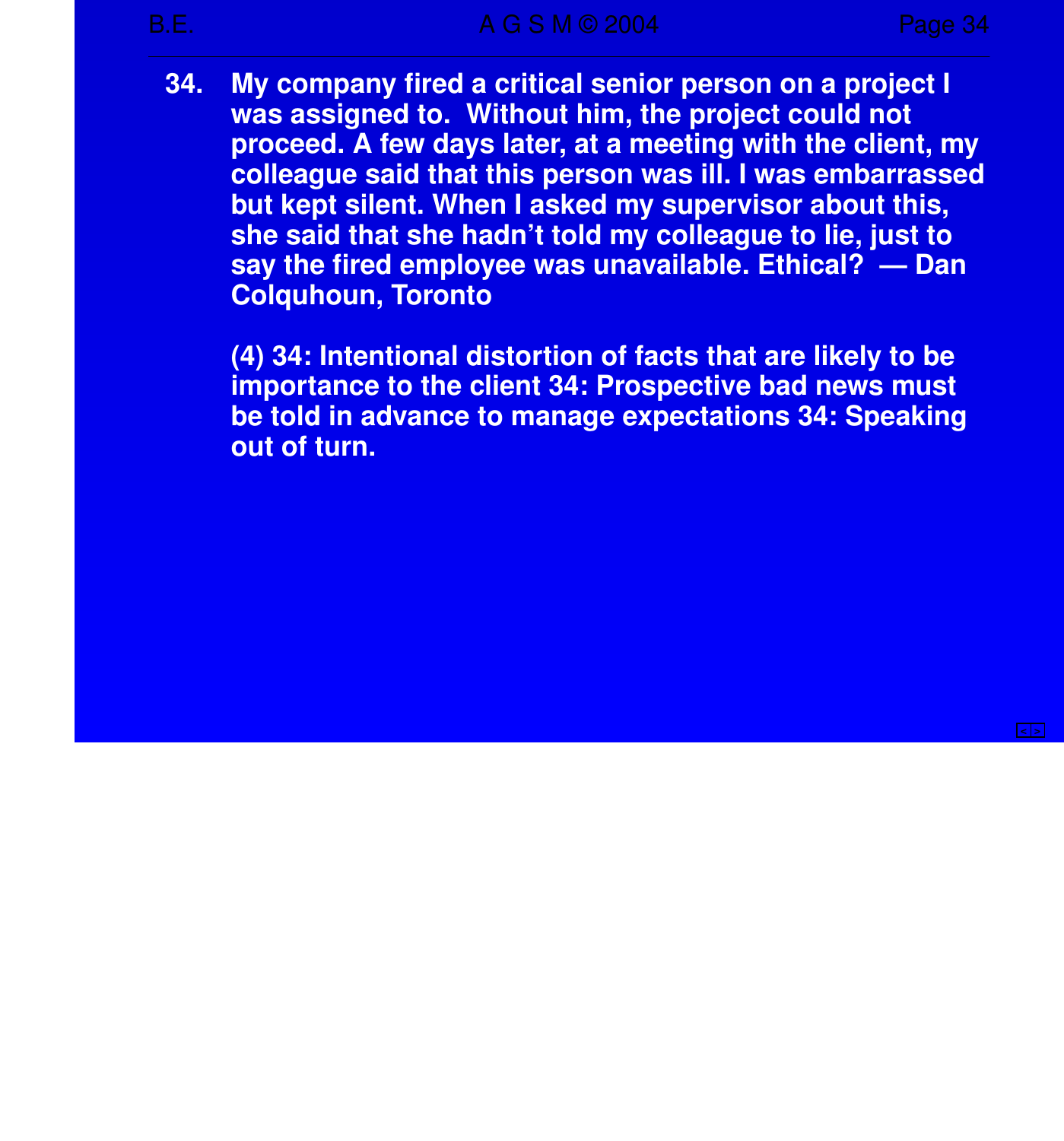**34. My company fired a critical senior person on a project I was assigned to. Without him, the project could not proceed. A few days later, at a meeting with the client, my colleague said that this person was ill. I was embarrassed but kept silent. When I asked my supervisor about this, she said that she hadn't told my colleague to lie, just to say the fired employee was unavailable. Ethical? — Dan Colquhoun, Toronto**

**(4) 34: Intentional distortion of facts that are likely to be importance to the client 34: Prospective bad news must be told in advance to manage expectations 34: Speaking out of turn.**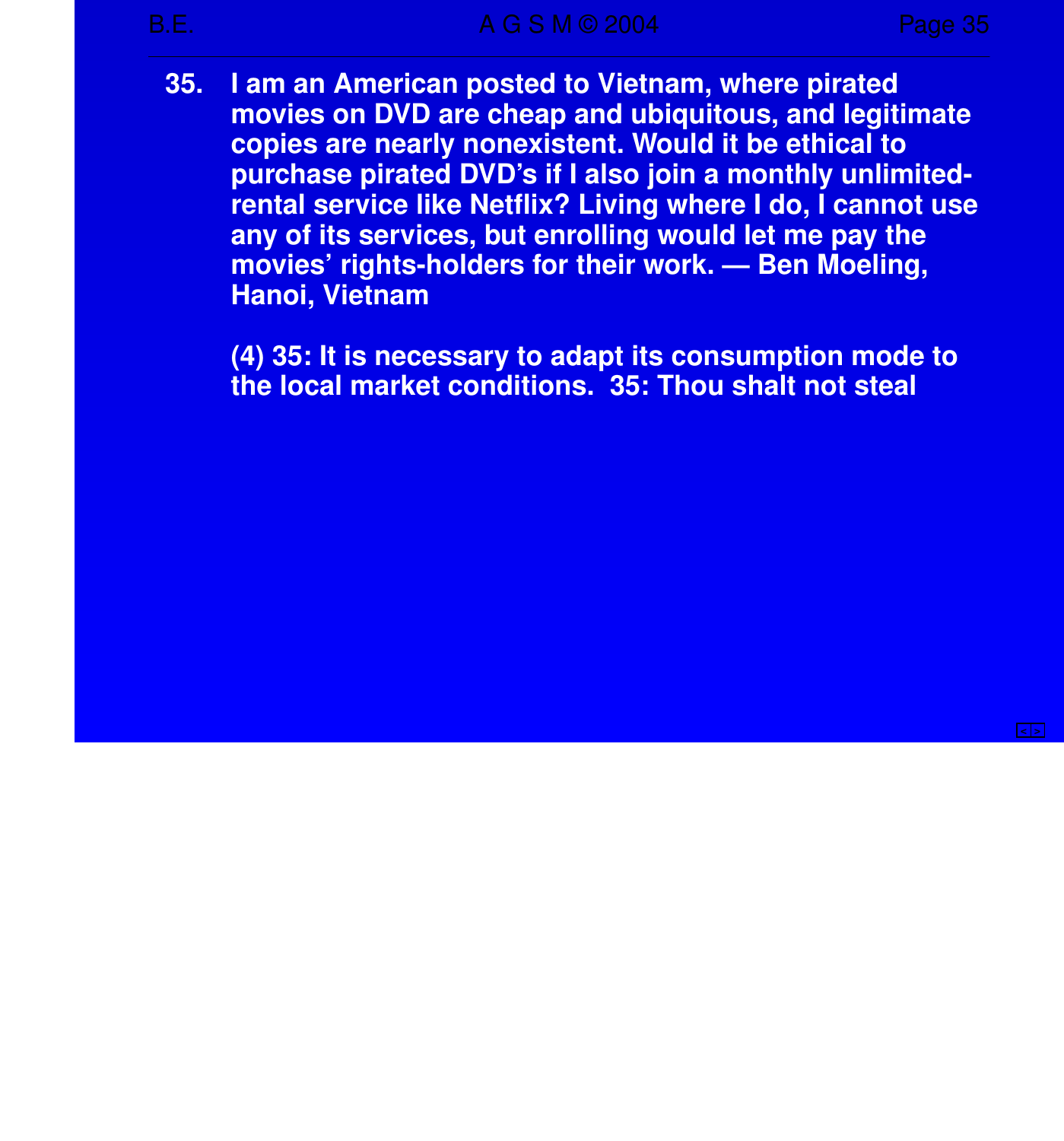35. I am an American posted to Vietnam, where pirated movies on DVD are cheap and ubiquitous, and legitimate copies are nearly nonexistent. Would it be ethical to purchase pirated DVD's if I also join a monthly unlimited-rental service like Netflix? Living where I do, I cannot use any of its services, but enrolling would let me pay the movies' rights-holders for their work. — Ben Moeling, Hanoi, Vietnam

(4) 35: It is necessary to adapt its consumption mode to the local market conditions. 35: Thou shalt not steal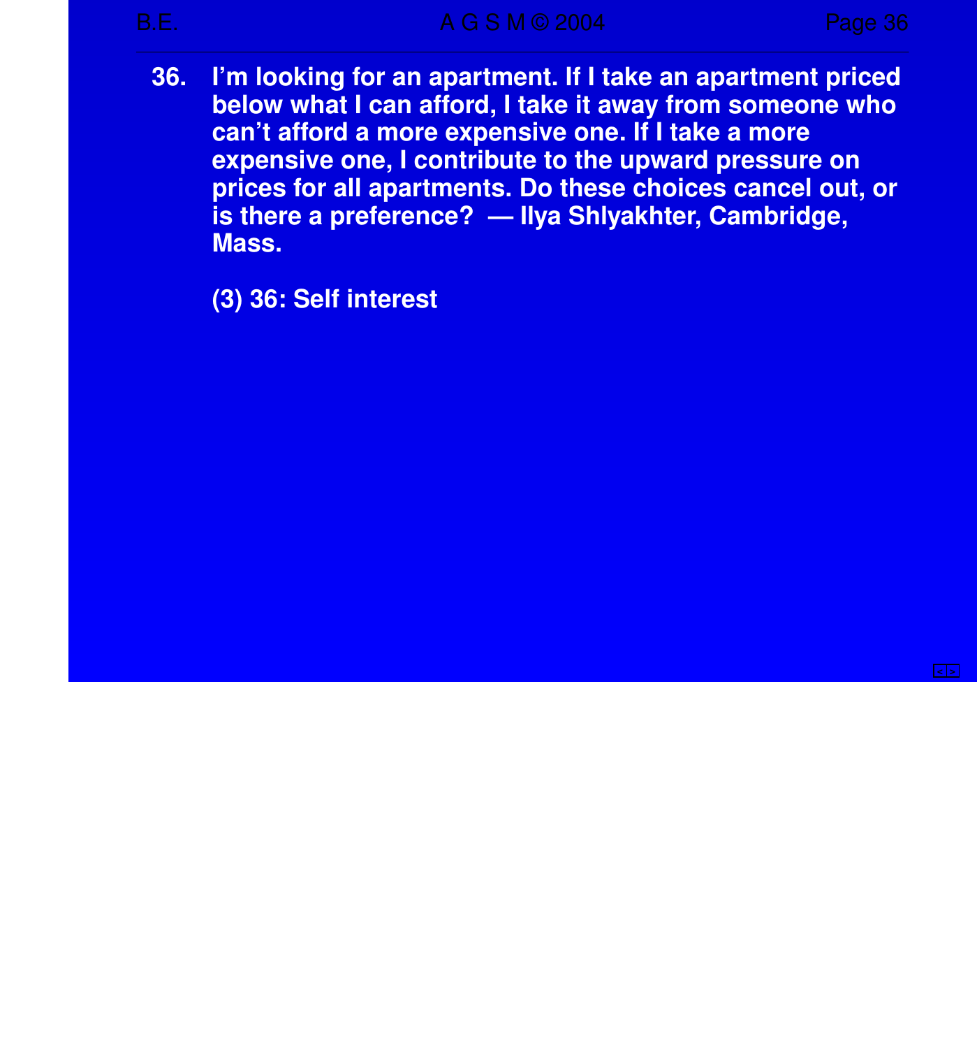36. I'm looking for an apartment. If I take an apartment priced below what I can afford, I take it away from someone who can't afford a more expensive one. If I take a more expensive one, I contribute to the upward pressure on prices for all apartments. Do these choices cancel out, or is there a preference? — Ilya Shlyakhter, Cambridge, Mass.

(3) 36: Self interest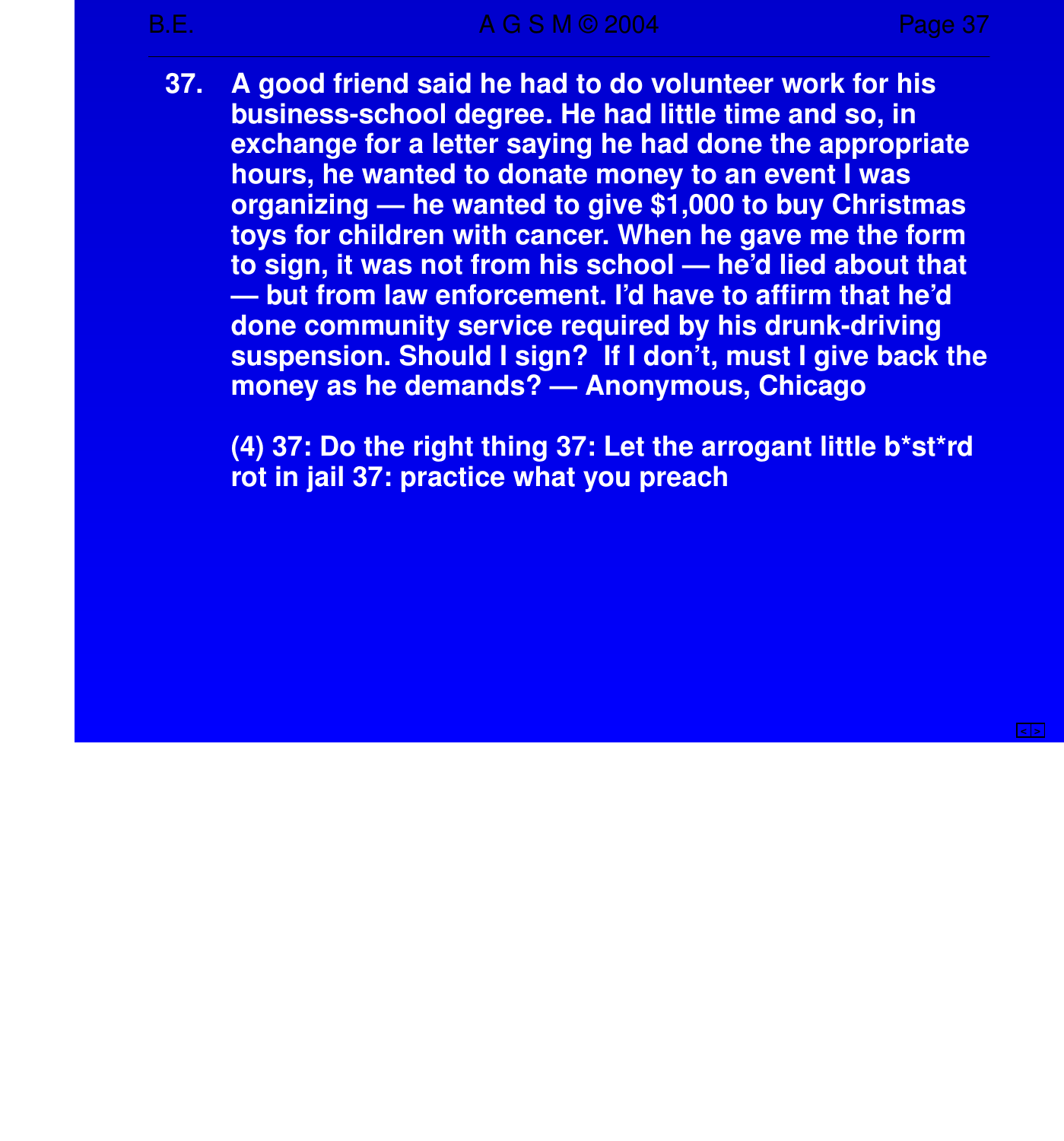37. A good friend said he had to do volunteer work for his business-school degree. He had little time and so, in exchange for a letter saying he had done the appropriate hours, he wanted to donate money to an event I was organizing — he wanted to give $1,000 to buy Christmas toys for children with cancer. When he gave me the form to sign, it was not from his school — he'd lied about that — but from law enforcement. I'd have to affirm that he'd done community service required by his drunk-driving suspension. Should I sign? If I don't, must I give back the money as he demands? — Anonymous, Chicago

(4) 37: Do the right thing 37: Let the arrogant little b*st*rd rot in jail 37: practice what you preach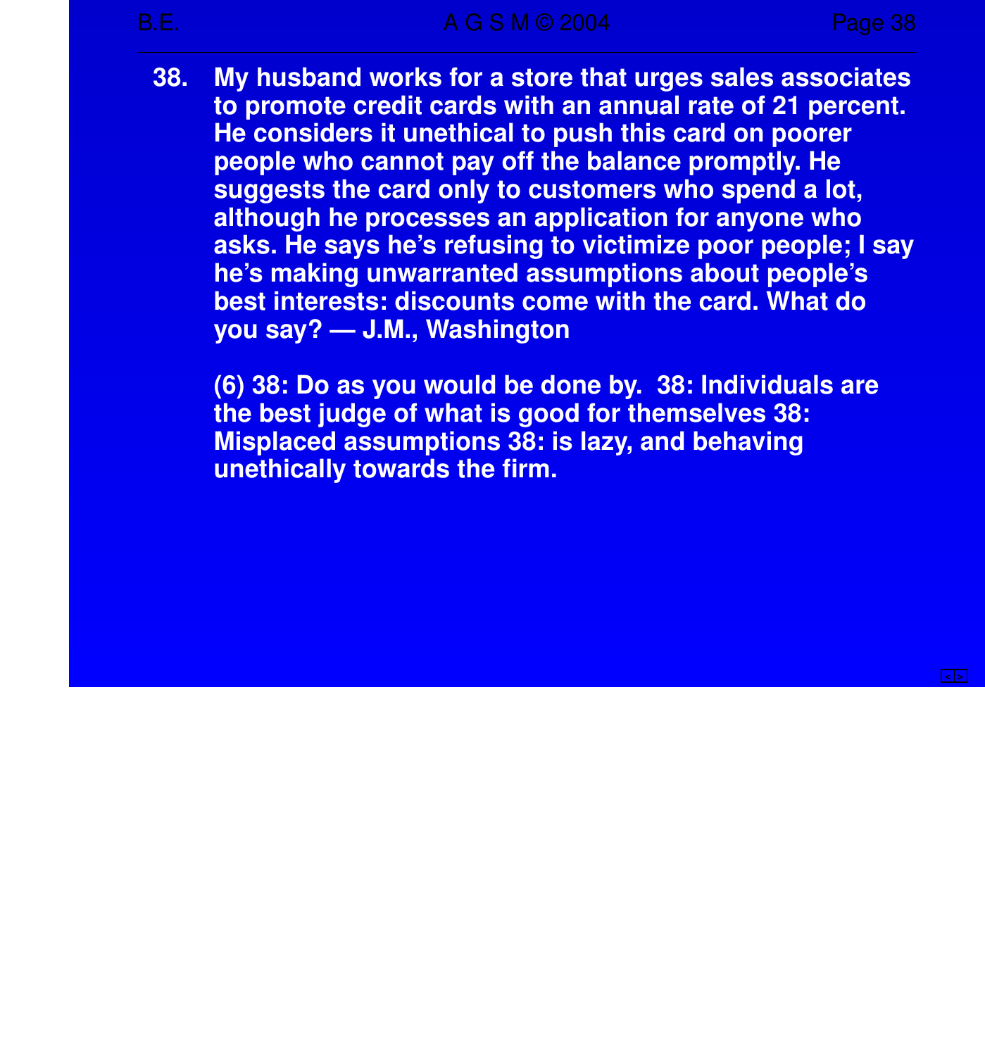38. My husband works for a store that urges sales associates to promote credit cards with an annual rate of 21 percent. He considers it unethical to push this card on poorer people who cannot pay off the balance promptly. He suggests the card only to customers who spend a lot, although he processes an application for anyone who asks. He says he's refusing to victimize poor people; I say he's making unwarranted assumptions about people's best interests: discounts come with the card. What do you say? — J.M., Washington

    (6) 38: Do as you would be done by.  38: Individuals are the best judge of what is good for themselves 38: Misplaced assumptions 38: is lazy, and behaving unethically towards the firm.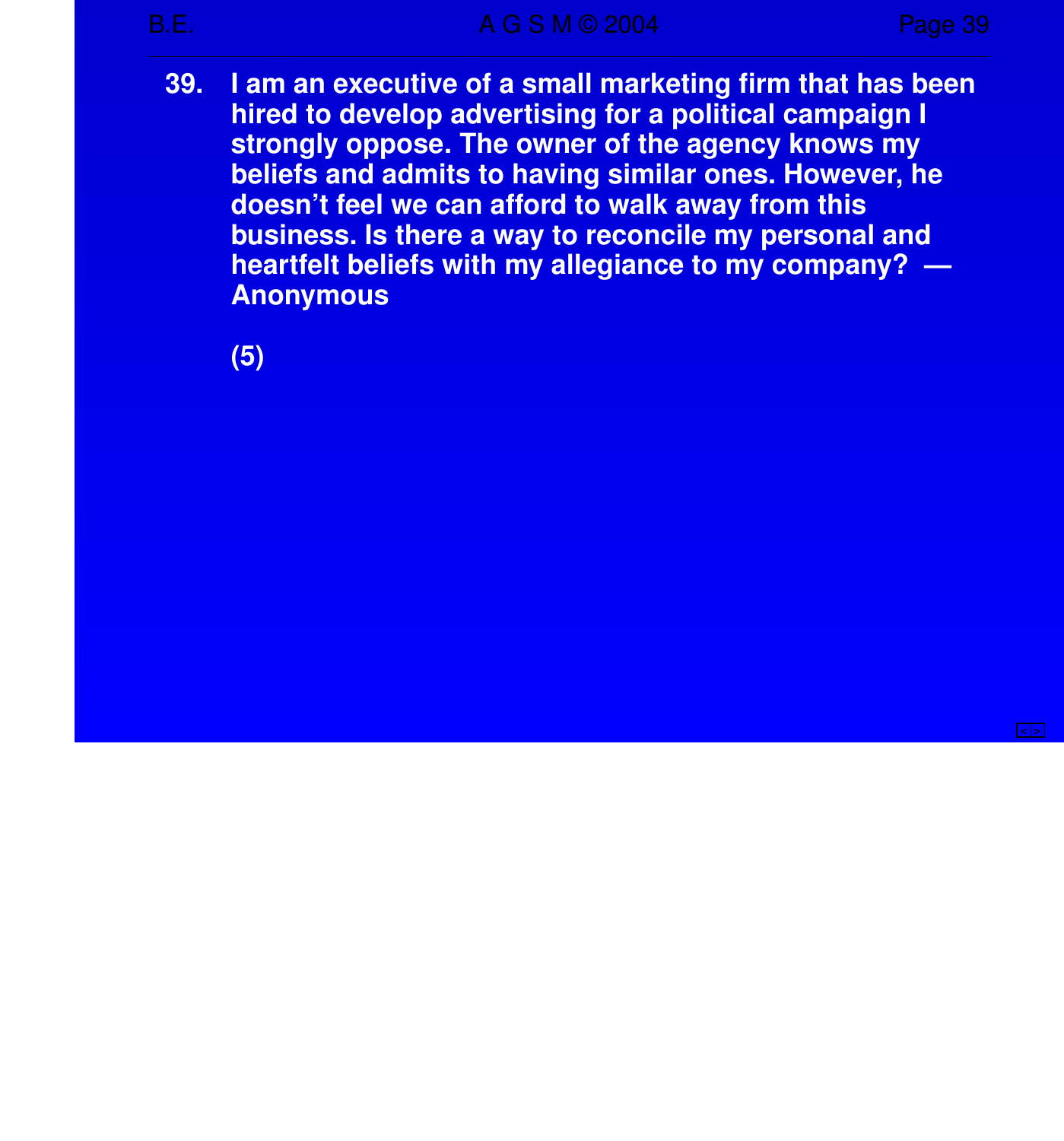39. **I am an executive of a small marketing firm that has been hired to develop advertising for a political campaign I strongly oppose. The owner of the agency knows my beliefs and admits to having similar ones. However, he doesn't feel we can afford to walk away from this business. Is there a way to reconcile my personal and heartfelt beliefs with my allegiance to my company? — Anonymous**

**(5)**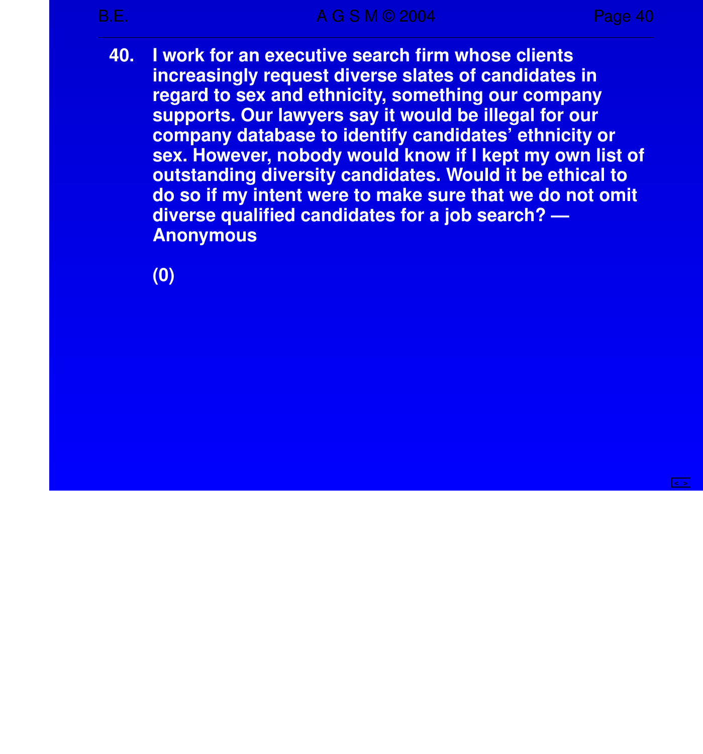40. I work for an executive search firm whose clients increasingly request diverse slates of candidates in regard to sex and ethnicity, something our company supports. Our lawyers say it would be illegal for our company database to identify candidates' ethnicity or sex. However, nobody would know if I kept my own list of outstanding diversity candidates. Would it be ethical to do so if my intent were to make sure that we do not omit diverse qualified candidates for a job search? — Anonymous

    (0)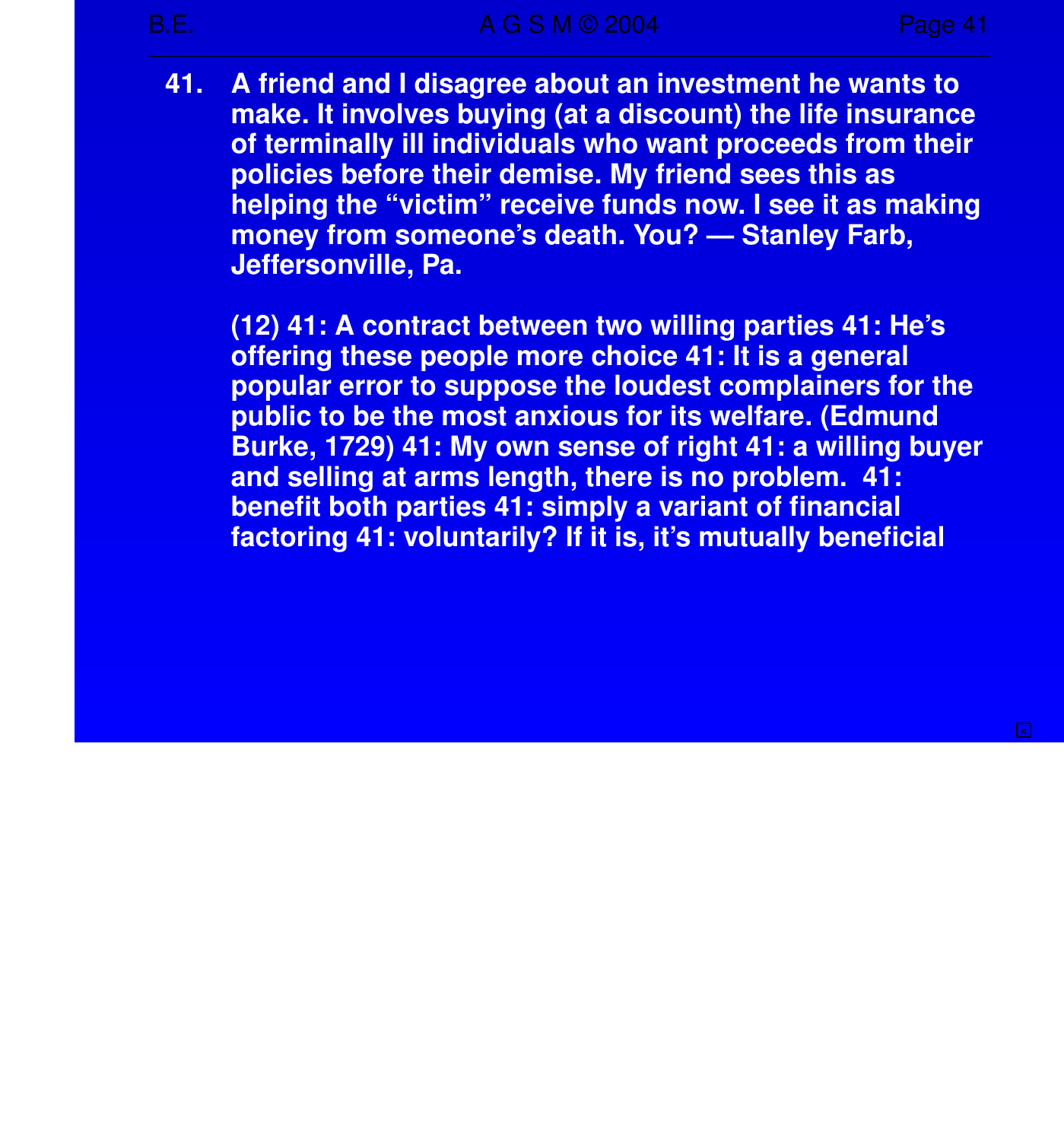41. A friend and I disagree about an investment he wants to make. It involves buying (at a discount) the life insurance of terminally ill individuals who want proceeds from their policies before their demise. My friend sees this as helping the “victim” receive funds now. I see it as making money from someone’s death. You? — Stanley Farb, Jeffersonville, Pa.

(12) 41: A contract between two willing parties 41: He’s offering these people more choice 41: It is a general popular error to suppose the loudest complainers for the public to be the most anxious for its welfare. (Edmund Burke, 1729) 41: My own sense of right 41: a willing buyer and selling at arms length, there is no problem. 41: benefit both parties 41: simply a variant of financial factoring 41: voluntarily? If it is, it’s mutually beneficial